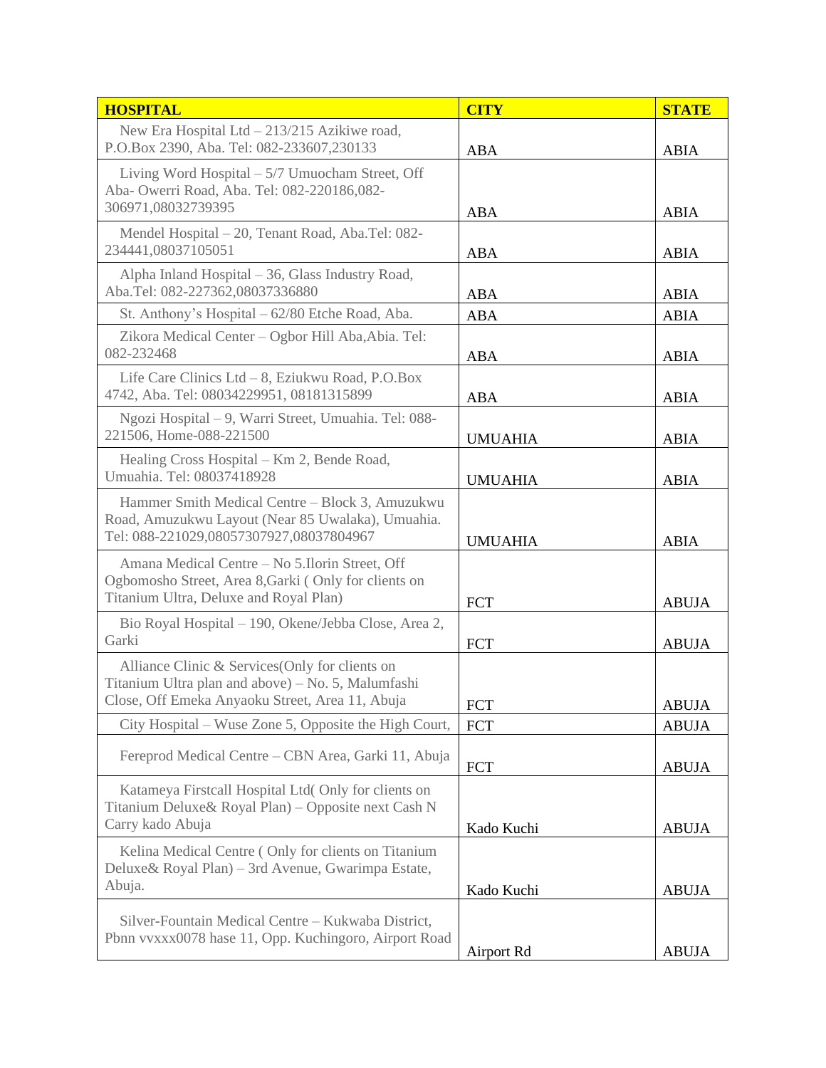| HOSPITAL | CITY | STATE |
|---|---|---|
| New Era Hospital Ltd – 213/215 Azikiwe road, P.O.Box 2390, Aba. Tel: 082-233607,230133 | ABA | ABIA |
| Living Word Hospital – 5/7 Umuocham Street, Off Aba- Owerri Road, Aba. Tel: 082-220186,082-306971,08032739395 | ABA | ABIA |
| Mendel Hospital – 20, Tenant Road, Aba.Tel: 082-234441,08037105051 | ABA | ABIA |
| Alpha Inland Hospital – 36, Glass Industry Road, Aba.Tel: 082-227362,08037336880 | ABA | ABIA |
| St. Anthony's Hospital – 62/80 Etche Road, Aba. | ABA | ABIA |
| Zikora Medical Center – Ogbor Hill Aba,Abia. Tel: 082-232468 | ABA | ABIA |
| Life Care Clinics Ltd – 8, Eziukwu Road, P.O.Box 4742, Aba. Tel: 08034229951, 08181315899 | ABA | ABIA |
| Ngozi Hospital – 9, Warri Street, Umuahia. Tel: 088-221506, Home-088-221500 | UMUAHIA | ABIA |
| Healing Cross Hospital – Km 2, Bende Road, Umuahia. Tel: 08037418928 | UMUAHIA | ABIA |
| Hammer Smith Medical Centre – Block 3, Amuzukwu Road, Amuzukwu Layout (Near 85 Uwalaka), Umuahia. Tel: 088-221029,08057307927,08037804967 | UMUAHIA | ABIA |
| Amana Medical Centre – No 5.Ilorin Street, Off Ogbomosho Street, Area 8,Garki ( Only for clients on Titanium Ultra, Deluxe and Royal Plan) | FCT | ABUJA |
| Bio Royal Hospital – 190, Okene/Jebba Close, Area 2, Garki | FCT | ABUJA |
| Alliance Clinic & Services(Only for clients on Titanium Ultra plan and above) – No. 5, Malumfashi Close, Off Emeka Anyaoku Street, Area 11, Abuja | FCT | ABUJA |
| City Hospital – Wuse Zone 5, Opposite the High Court, | FCT | ABUJA |
| Fereprod Medical Centre – CBN Area, Garki 11, Abuja | FCT | ABUJA |
| Katameya Firstcall Hospital Ltd( Only for clients on Titanium Deluxe& Royal Plan) – Opposite next Cash N Carry kado Abuja | Kado Kuchi | ABUJA |
| Kelina Medical Centre ( Only for clients on Titanium Deluxe& Royal Plan) – 3rd Avenue, Gwarimpa Estate, Abuja. | Kado Kuchi | ABUJA |
| Silver-Fountain Medical Centre – Kukwaba District, Pbnn vvxxx0078 hase 11, Opp. Kuchingoro, Airport Road | Airport Rd | ABUJA |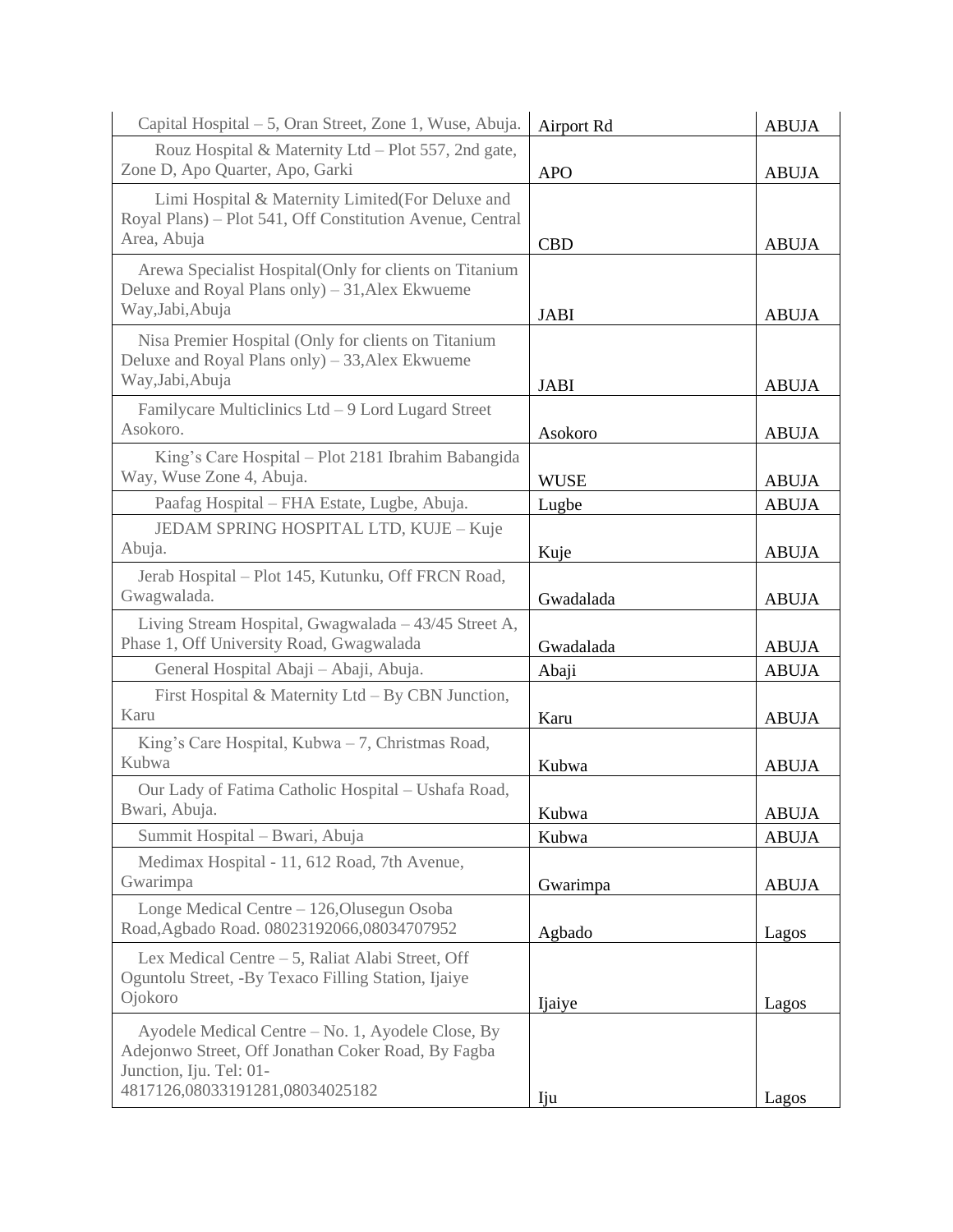| | | |
|---|---|---|
| Capital Hospital – 5, Oran Street, Zone 1, Wuse, Abuja. | Airport Rd | ABUJA |
| Rouz Hospital & Maternity Ltd – Plot 557, 2nd gate, Zone D, Apo Quarter, Apo, Garki | APO | ABUJA |
| Limi Hospital & Maternity Limited(For Deluxe and Royal Plans) – Plot 541, Off Constitution Avenue, Central Area, Abuja | CBD | ABUJA |
| Arewa Specialist Hospital(Only for clients on Titanium Deluxe and Royal Plans only) – 31,Alex Ekwueme Way,Jabi,Abuja | JABI | ABUJA |
| Nisa Premier Hospital (Only for clients on Titanium Deluxe and Royal Plans only) – 33,Alex Ekwueme Way,Jabi,Abuja | JABI | ABUJA |
| Familycare Multiclinics Ltd – 9 Lord Lugard Street Asokoro. | Asokoro | ABUJA |
| King's Care Hospital – Plot 2181 Ibrahim Babangida Way, Wuse Zone 4, Abuja. | WUSE | ABUJA |
| Paafag Hospital – FHA Estate, Lugbe, Abuja. | Lugbe | ABUJA |
| JEDAM SPRING HOSPITAL LTD, KUJE – Kuje Abuja. | Kuje | ABUJA |
| Jerab Hospital – Plot 145, Kutunku, Off FRCN Road, Gwagwalada. | Gwadalada | ABUJA |
| Living Stream Hospital, Gwagwalada – 43/45 Street A, Phase 1, Off University Road, Gwagwalada | Gwadalada | ABUJA |
| General Hospital Abaji – Abaji, Abuja. | Abaji | ABUJA |
| First Hospital & Maternity Ltd – By CBN Junction, Karu | Karu | ABUJA |
| King's Care Hospital, Kubwa – 7, Christmas Road, Kubwa | Kubwa | ABUJA |
| Our Lady of Fatima Catholic Hospital – Ushafa Road, Bwari, Abuja. | Kubwa | ABUJA |
| Summit Hospital – Bwari, Abuja | Kubwa | ABUJA |
| Medimax Hospital - 11, 612 Road, 7th Avenue, Gwarimpa | Gwarimpa | ABUJA |
| Longe Medical Centre – 126,Olusegun Osoba Road,Agbado Road. 08023192066,08034707952 | Agbado | Lagos |
| Lex Medical Centre – 5, Raliat Alabi Street, Off Oguntolu Street, -By Texaco Filling Station, Ijaiye Ojokoro | Ijaiye | Lagos |
| Ayodele Medical Centre – No. 1, Ayodele Close, By Adejonwo Street, Off Jonathan Coker Road, By Fagba Junction, Iju. Tel: 01-4817126,08033191281,08034025182 | Iju | Lagos |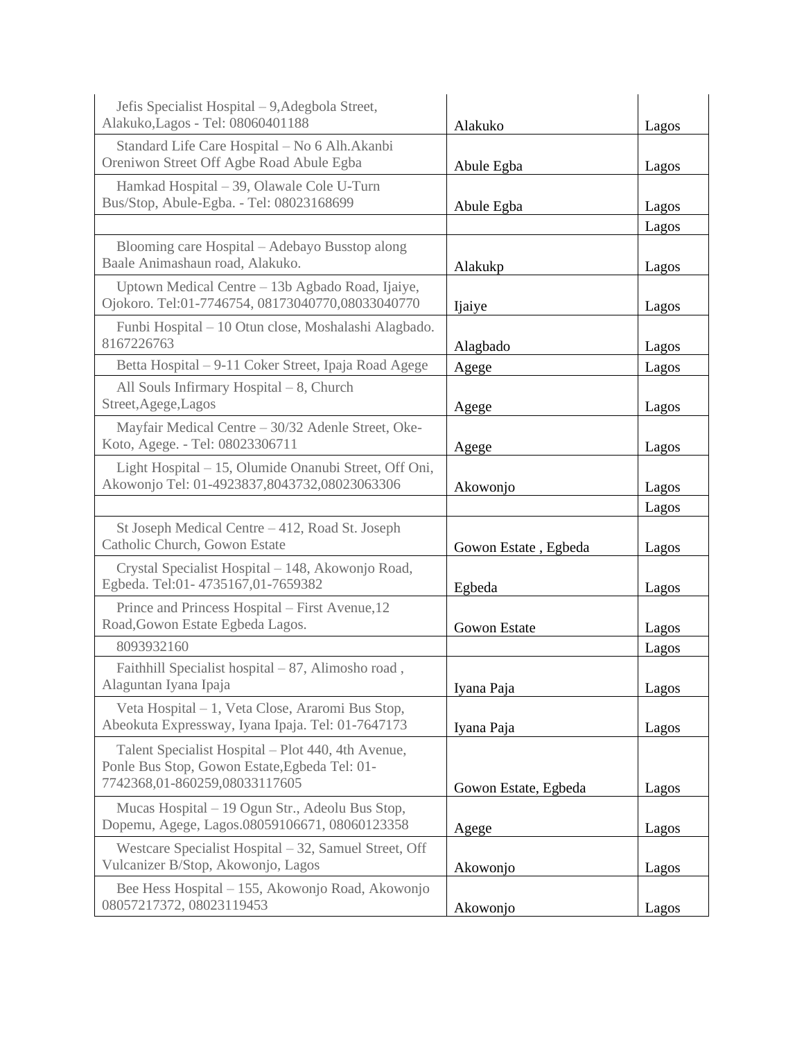| | | |
|---|---|---|
| Jefis Specialist Hospital – 9,Adegbola Street, Alakuko,Lagos - Tel: 08060401188 | Alakuko | Lagos |
| Standard Life Care Hospital – No 6 Alh.Akanbi Oreniwon Street Off Agbe Road Abule Egba | Abule Egba | Lagos |
| Hamkad Hospital – 39, Olawale Cole U-Turn Bus/Stop, Abule-Egba. - Tel: 08023168699 | Abule Egba | Lagos |
| | | Lagos |
| Blooming care Hospital – Adebayo Busstop along Baale Animashaun road, Alakuko. | Alakukp | Lagos |
| Uptown Medical Centre – 13b Agbado Road, Ijaiye, Ojokoro. Tel:01-7746754, 08173040770,08033040770 | Ijaiye | Lagos |
| Funbi Hospital – 10 Otun close, Moshalashi Alagbado. 8167226763 | Alagbado | Lagos |
| Betta Hospital – 9-11 Coker Street, Ipaja Road Agege | Agege | Lagos |
| All Souls Infirmary Hospital – 8, Church Street,Agege,Lagos | Agege | Lagos |
| Mayfair Medical Centre – 30/32 Adenle Street, Oke-Koto, Agege. - Tel: 08023306711 | Agege | Lagos |
| Light Hospital – 15, Olumide Onanubi Street, Off Oni, Akowonjo Tel: 01-4923837,8043732,08023063306 | Akowonjo | Lagos |
| | | Lagos |
| St Joseph Medical Centre – 412, Road St. Joseph Catholic Church, Gowon Estate | Gowon Estate , Egbeda | Lagos |
| Crystal Specialist Hospital – 148, Akowonjo Road, Egbeda. Tel:01- 4735167,01-7659382 | Egbeda | Lagos |
| Prince and Princess Hospital – First Avenue,12 Road,Gowon Estate Egbeda Lagos. | Gowon Estate | Lagos |
| 8093932160 | | Lagos |
| Faithhill Specialist hospital – 87, Alimosho road , Alaguntan Iyana Ipaja | Iyana Paja | Lagos |
| Veta Hospital – 1, Veta Close, Araromi Bus Stop, Abeokuta Expressway, Iyana Ipaja. Tel: 01-7647173 | Iyana Paja | Lagos |
| Talent Specialist Hospital – Plot 440, 4th Avenue, Ponle Bus Stop, Gowon Estate,Egbeda Tel: 01-7742368,01-860259,08033117605 | Gowon Estate, Egbeda | Lagos |
| Mucas Hospital – 19 Ogun Str., Adeolu Bus Stop, Dopemu, Agege, Lagos.08059106671, 08060123358 | Agege | Lagos |
| Westcare Specialist Hospital – 32, Samuel Street, Off Vulcanizer B/Stop, Akowonjo, Lagos | Akowonjo | Lagos |
| Bee Hess Hospital – 155, Akowonjo Road, Akowonjo 08057217372, 08023119453 | Akowonjo | Lagos |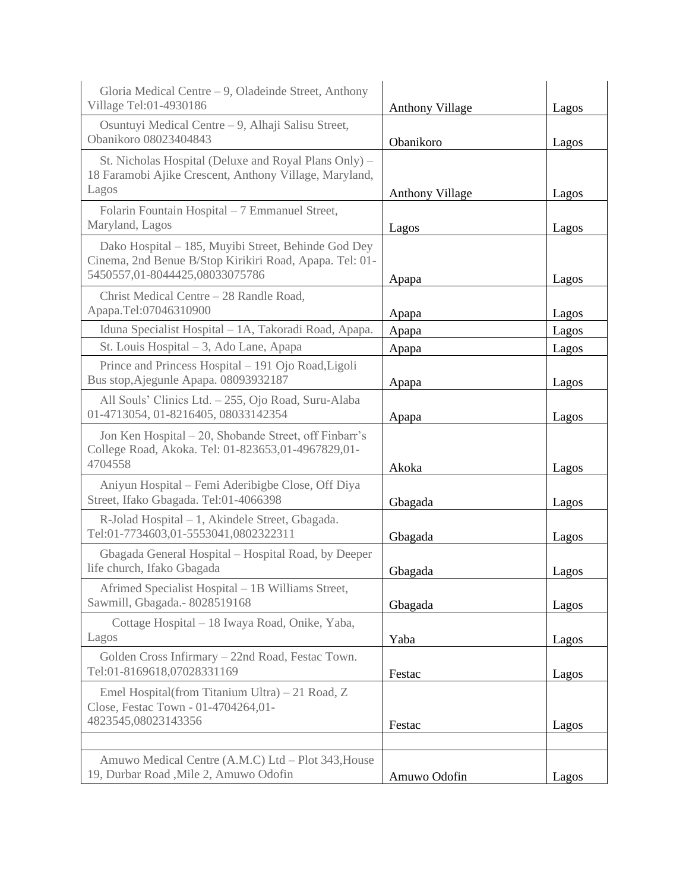| | | |
|---|---|---|
| Gloria Medical Centre – 9, Oladeinde Street, Anthony Village Tel:01-4930186 | Anthony Village | Lagos |
| Osuntuyi Medical Centre – 9, Alhaji Salisu Street, Obanikoro 08023404843 | Obanikoro | Lagos |
| St. Nicholas Hospital (Deluxe and Royal Plans Only) – 18 Faramobi Ajike Crescent, Anthony Village, Maryland, Lagos | Anthony Village | Lagos |
| Folarin Fountain Hospital – 7 Emmanuel Street, Maryland, Lagos | Lagos | Lagos |
| Dako Hospital – 185, Muyibi Street, Behinde God Dey Cinema, 2nd Benue B/Stop Kirikiri Road, Apapa. Tel: 01-5450557,01-8044425,08033075786 | Apapa | Lagos |
| Christ Medical Centre – 28 Randle Road, Apapa.Tel:07046310900 | Apapa | Lagos |
| Iduna Specialist Hospital – 1A, Takoradi Road, Apapa. | Apapa | Lagos |
| St. Louis Hospital – 3, Ado Lane, Apapa | Apapa | Lagos |
| Prince and Princess Hospital – 191 Ojo Road,Ligoli Bus stop,Ajegunle Apapa. 08093932187 | Apapa | Lagos |
| All Souls' Clinics Ltd. – 255, Ojo Road, Suru-Alaba 01-4713054, 01-8216405, 08033142354 | Apapa | Lagos |
| Jon Ken Hospital – 20, Shobande Street, off Finbarr's College Road, Akoka. Tel: 01-823653,01-4967829,01-4704558 | Akoka | Lagos |
| Aniyun Hospital – Femi Aderibigbe Close, Off Diya Street, Ifako Gbagada. Tel:01-4066398 | Gbagada | Lagos |
| R-Jolad Hospital – 1, Akindele Street, Gbagada. Tel:01-7734603,01-5553041,0802322311 | Gbagada | Lagos |
| Gbagada General Hospital – Hospital Road, by Deeper life church, Ifako Gbagada | Gbagada | Lagos |
| Afrimed Specialist Hospital – 1B Williams Street, Sawmill, Gbagada.- 8028519168 | Gbagada | Lagos |
| Cottage Hospital – 18 Iwaya Road, Onike, Yaba, Lagos | Yaba | Lagos |
| Golden Cross Infirmary – 22nd Road, Festac Town. Tel:01-8169618,07028331169 | Festac | Lagos |
| Emel Hospital(from Titanium Ultra) – 21 Road, Z Close, Festac Town - 01-4704264,01-4823545,08023143356 | Festac | Lagos |
| | | |
| Amuwo Medical Centre (A.M.C) Ltd – Plot 343,House 19, Durbar Road ,Mile 2, Amuwo Odofin | Amuwo Odofin | Lagos |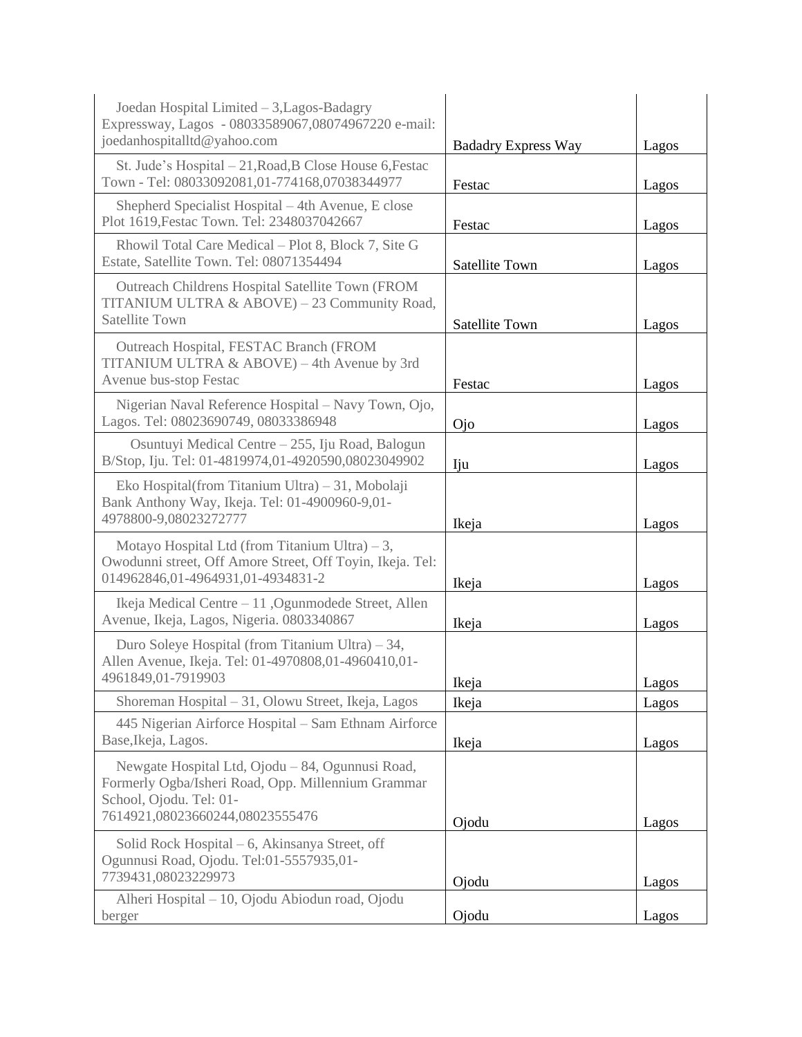| Joedan Hospital Limited – 3,Lagos-Badagry Expressway, Lagos - 08033589067,08074967220 e-mail: joedanhospitalltd@yahoo.com | Badadry Express Way | Lagos |
|---|---|---|
| St. Jude's Hospital – 21,Road,B Close House 6,Festac Town - Tel: 08033092081,01-774168,07038344977 | Festac | Lagos |
| Shepherd Specialist Hospital – 4th Avenue, E close Plot 1619,Festac Town. Tel: 2348037042667 | Festac | Lagos |
| Rhowil Total Care Medical – Plot 8, Block 7, Site G Estate, Satellite Town. Tel: 08071354494 | Satellite Town | Lagos |
| Outreach Childrens Hospital Satellite Town (FROM TITANIUM ULTRA & ABOVE) – 23 Community Road, Satellite Town | Satellite Town | Lagos |
| Outreach Hospital, FESTAC Branch (FROM TITANIUM ULTRA & ABOVE) – 4th Avenue by 3rd Avenue bus-stop Festac | Festac | Lagos |
| Nigerian Naval Reference Hospital – Navy Town, Ojo, Lagos. Tel: 08023690749, 08033386948 | Ojo | Lagos |
| Osuntuyi Medical Centre – 255, Iju Road, Balogun B/Stop, Iju. Tel: 01-4819974,01-4920590,08023049902 | Iju | Lagos |
| Eko Hospital(from Titanium Ultra) – 31, Mobolaji Bank Anthony Way, Ikeja. Tel: 01-4900960-9,01-4978800-9,08023272777 | Ikeja | Lagos |
| Motayo Hospital Ltd (from Titanium Ultra) – 3, Owodunni street, Off Amore Street, Off Toyin, Ikeja. Tel: 014962846,01-4964931,01-4934831-2 | Ikeja | Lagos |
| Ikeja Medical Centre – 11 ,Ogunmodede Street, Allen Avenue, Ikeja, Lagos, Nigeria. 0803340867 | Ikeja | Lagos |
| Duro Soleye Hospital (from Titanium Ultra) – 34, Allen Avenue, Ikeja. Tel: 01-4970808,01-4960410,01-4961849,01-7919903 | Ikeja | Lagos |
| Shoreman Hospital – 31, Olowu Street, Ikeja, Lagos | Ikeja | Lagos |
| 445 Nigerian Airforce Hospital – Sam Ethnam Airforce Base,Ikeja, Lagos. | Ikeja | Lagos |
| Newgate Hospital Ltd, Ojodu – 84, Ogunnusi Road, Formerly Ogba/Isheri Road, Opp. Millennium Grammar School, Ojodu. Tel: 01-7614921,08023660244,08023555476 | Ojodu | Lagos |
| Solid Rock Hospital – 6, Akinsanya Street, off Ogunnusi Road, Ojodu. Tel:01-5557935,01-7739431,08023229973 | Ojodu | Lagos |
| Alheri Hospital – 10, Ojodu Abiodun road, Ojodu berger | Ojodu | Lagos |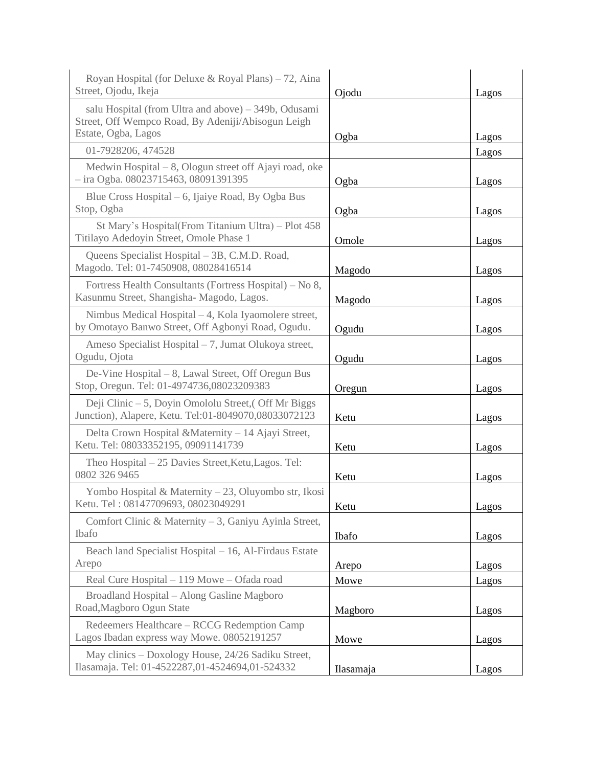| | | |
|---|---|---|
| Royan Hospital (for Deluxe & Royal Plans) – 72, Aina Street, Ojodu, Ikeja | Ojodu | Lagos |
| salu Hospital (from Ultra and above) – 349b, Odusami Street, Off Wempco Road, By Adeniji/Abisogun Leigh Estate, Ogba, Lagos | Ogba | Lagos |
| 01-7928206, 474528 | | Lagos |
| Medwin Hospital – 8, Ologun street off Ajayi road, oke – ira Ogba. 08023715463, 08091391395 | Ogba | Lagos |
| Blue Cross Hospital – 6, Ijaiye Road, By Ogba Bus Stop, Ogba | Ogba | Lagos |
| St Mary's Hospital(From Titanium Ultra) – Plot 458 Titilayo Adedoyin Street, Omole Phase 1 | Omole | Lagos |
| Queens Specialist Hospital – 3B, C.M.D. Road, Magodo. Tel: 01-7450908, 08028416514 | Magodo | Lagos |
| Fortress Health Consultants (Fortress Hospital) – No 8, Kasunmu Street, Shangisha- Magodo, Lagos. | Magodo | Lagos |
| Nimbus Medical Hospital – 4, Kola Iyaomolere street, by Omotayo Banwo Street, Off Agbonyi Road, Ogudu. | Ogudu | Lagos |
| Ameso Specialist Hospital – 7, Jumat Olukoya street, Ogudu, Ojota | Ogudu | Lagos |
| De-Vine Hospital – 8, Lawal Street, Off Oregun Bus Stop, Oregun. Tel: 01-4974736,08023209383 | Oregun | Lagos |
| Deji Clinic – 5, Doyin Omololu Street,( Off Mr Biggs Junction), Alapere, Ketu. Tel:01-8049070,08033072123 | Ketu | Lagos |
| Delta Crown Hospital &Maternity – 14 Ajayi Street, Ketu. Tel: 08033352195, 09091141739 | Ketu | Lagos |
| Theo Hospital – 25 Davies Street,Ketu,Lagos. Tel: 0802 326 9465 | Ketu | Lagos |
| Yombo Hospital & Maternity – 23, Oluyombo str, Ikosi Ketu. Tel : 08147709693, 08023049291 | Ketu | Lagos |
| Comfort Clinic & Maternity – 3, Ganiyu Ayinla Street, Ibafo | Ibafo | Lagos |
| Beach land Specialist Hospital – 16, Al-Firdaus Estate Arepo | Arepo | Lagos |
| Real Cure Hospital – 119 Mowe – Ofada road | Mowe | Lagos |
| Broadland Hospital – Along Gasline Magboro Road,Magboro Ogun State | Magboro | Lagos |
| Redeemers Healthcare – RCCG Redemption Camp Lagos Ibadan express way Mowe. 08052191257 | Mowe | Lagos |
| May clinics – Doxology House, 24/26 Sadiku Street, Ilasamaja. Tel: 01-4522287,01-4524694,01-524332 | Ilasamaja | Lagos |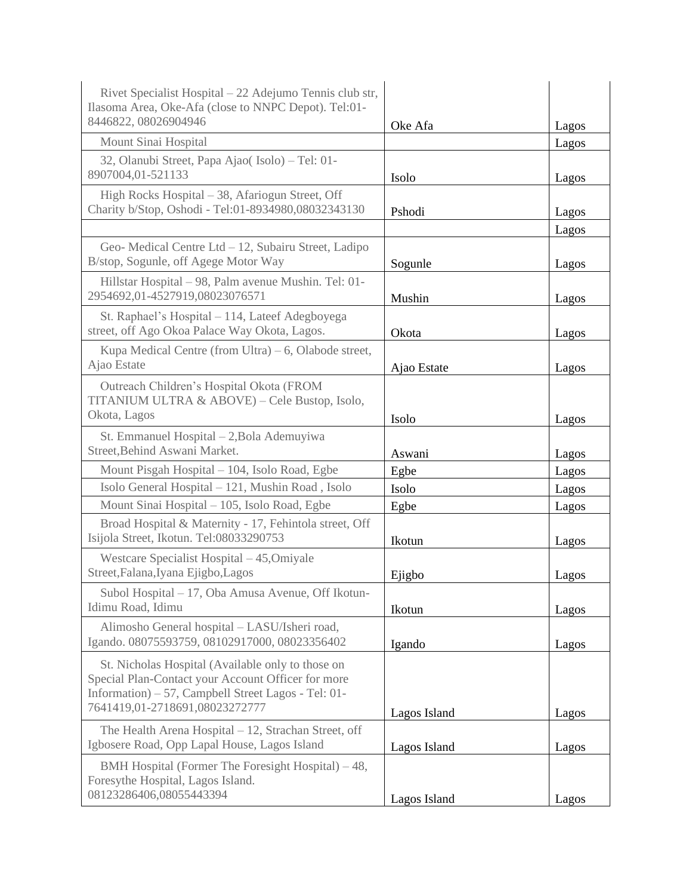| | | |
|---|---|---|
| Rivet Specialist Hospital – 22 Adejumo Tennis club str, Ilasoma Area, Oke-Afa (close to NNPC Depot). Tel:01-8446822, 08026904946 | Oke Afa | Lagos |
| Mount Sinai Hospital | | Lagos |
| 32, Olanubi Street, Papa Ajao( Isolo) – Tel: 01-8907004,01-521133 | Isolo | Lagos |
| High Rocks Hospital – 38, Afariogun Street, Off Charity b/Stop, Oshodi - Tel:01-8934980,08032343130 | Pshodi | Lagos |
| | | Lagos |
| Geo- Medical Centre Ltd – 12, Subairu Street, Ladipo B/stop, Sogunle, off Agege Motor Way | Sogunle | Lagos |
| Hillstar Hospital – 98, Palm avenue Mushin. Tel: 01-2954692,01-4527919,08023076571 | Mushin | Lagos |
| St. Raphael's Hospital – 114, Lateef Adegboyega street, off Ago Okoa Palace Way Okota, Lagos. | Okota | Lagos |
| Kupa Medical Centre (from Ultra) – 6, Olabode street, Ajao Estate | Ajao Estate | Lagos |
| Outreach Children's Hospital Okota (FROM TITANIUM ULTRA & ABOVE) – Cele Bustop, Isolo, Okota, Lagos | Isolo | Lagos |
| St. Emmanuel Hospital – 2,Bola Ademuyiwa Street,Behind Aswani Market. | Aswani | Lagos |
| Mount Pisgah Hospital – 104, Isolo Road, Egbe | Egbe | Lagos |
| Isolo General Hospital – 121, Mushin Road , Isolo | Isolo | Lagos |
| Mount Sinai Hospital – 105, Isolo Road, Egbe | Egbe | Lagos |
| Broad Hospital & Maternity - 17, Fehintola street, Off Isijola Street, Ikotun. Tel:08033290753 | Ikotun | Lagos |
| Westcare Specialist Hospital – 45,Omiyale Street,Falana,Iyana Ejigbo,Lagos | Ejigbo | Lagos |
| Subol Hospital – 17, Oba Amusa Avenue, Off Ikotun-Idimu Road, Idimu | Ikotun | Lagos |
| Alimosho General hospital – LASU/Isheri road, Igando. 08075593759, 08102917000, 08023356402 | Igando | Lagos |
| St. Nicholas Hospital (Available only to those on Special Plan-Contact your Account Officer for more Information) – 57, Campbell Street Lagos - Tel: 01-7641419,01-2718691,08023272777 | Lagos Island | Lagos |
| The Health Arena Hospital – 12, Strachan Street, off Igbosere Road, Opp Lapal House, Lagos Island | Lagos Island | Lagos |
| BMH Hospital (Former The Foresight Hospital) – 48, Foresythe Hospital, Lagos Island. 08123286406,08055443394 | Lagos Island | Lagos |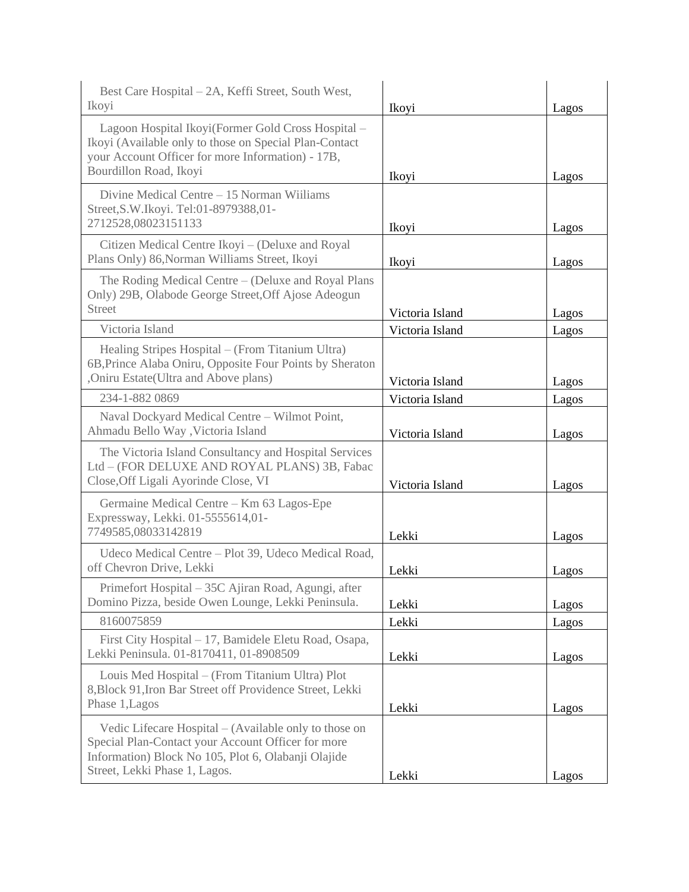| | | |
|---|---|---|
| Best Care Hospital – 2A, Keffi Street, South West, Ikoyi | Ikoyi | Lagos |
| Lagoon Hospital Ikoyi(Former Gold Cross Hospital – Ikoyi (Available only to those on Special Plan-Contact your Account Officer for more Information) - 17B, Bourdillon Road, Ikoyi | Ikoyi | Lagos |
| Divine Medical Centre – 15 Norman Wiiliams Street,S.W.Ikoyi. Tel:01-8979388,01-2712528,08023151133 | Ikoyi | Lagos |
| Citizen Medical Centre Ikoyi – (Deluxe and Royal Plans Only) 86,Norman Williams Street, Ikoyi | Ikoyi | Lagos |
| The Roding Medical Centre – (Deluxe and Royal Plans Only) 29B, Olabode George Street,Off Ajose Adeogun Street | Victoria Island | Lagos |
| Victoria Island | Victoria Island | Lagos |
| Healing Stripes Hospital – (From Titanium Ultra) 6B,Prince Alaba Oniru, Opposite Four Points by Sheraton ,Oniru Estate(Ultra and Above plans) | Victoria Island | Lagos |
| 234-1-882 0869 | Victoria Island | Lagos |
| Naval Dockyard Medical Centre – Wilmot Point, Ahmadu Bello Way ,Victoria Island | Victoria Island | Lagos |
| The Victoria Island Consultancy and Hospital Services Ltd – (FOR DELUXE AND ROYAL PLANS) 3B, Fabac Close,Off Ligali Ayorinde Close, VI | Victoria Island | Lagos |
| Germaine Medical Centre – Km 63 Lagos-Epe Expressway, Lekki. 01-5555614,01-7749585,08033142819 | Lekki | Lagos |
| Udeco Medical Centre – Plot 39, Udeco Medical Road, off Chevron Drive, Lekki | Lekki | Lagos |
| Primefort Hospital – 35C Ajiran Road, Agungi, after Domino Pizza, beside Owen Lounge, Lekki Peninsula. | Lekki | Lagos |
| 8160075859 | Lekki | Lagos |
| First City Hospital – 17, Bamidele Eletu Road, Osapa, Lekki Peninsula. 01-8170411, 01-8908509 | Lekki | Lagos |
| Louis Med Hospital – (From Titanium Ultra) Plot 8,Block 91,Iron Bar Street off Providence Street, Lekki Phase 1,Lagos | Lekki | Lagos |
| Vedic Lifecare Hospital – (Available only to those on Special Plan-Contact your Account Officer for more Information) Block No 105, Plot 6, Olabanji Olajide Street, Lekki Phase 1, Lagos. | Lekki | Lagos |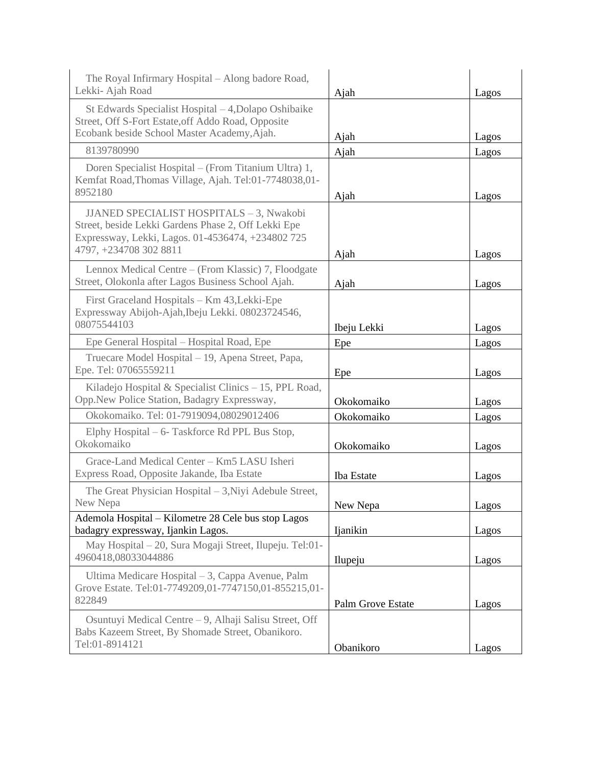| | | |
|---|---|---|
| The Royal Infirmary Hospital – Along badore Road, Lekki- Ajah Road | Ajah | Lagos |
| St Edwards Specialist Hospital – 4,Dolapo Oshibaike Street, Off S-Fort Estate,off Addo Road, Opposite Ecobank beside School Master Academy,Ajah. | Ajah | Lagos |
| 8139780990 | Ajah | Lagos |
| Doren Specialist Hospital – (From Titanium Ultra) 1, Kemfat Road,Thomas Village, Ajah. Tel:01-7748038,01-8952180 | Ajah | Lagos |
| JJANED SPECIALIST HOSPITALS – 3, Nwakobi Street, beside Lekki Gardens Phase 2, Off Lekki Epe Expressway, Lekki, Lagos. 01-4536474, +234802 725 4797, +234708 302 8811 | Ajah | Lagos |
| Lennox Medical Centre – (From Klassic) 7, Floodgate Street, Olokonla after Lagos Business School Ajah. | Ajah | Lagos |
| First Graceland Hospitals – Km 43,Lekki-Epe Expressway Abijoh-Ajah,Ibeju Lekki. 08023724546, 08075544103 | Ibeju Lekki | Lagos |
| Epe General Hospital – Hospital Road, Epe | Epe | Lagos |
| Truecare Model Hospital – 19, Apena Street, Papa, Epe. Tel: 07065559211 | Epe | Lagos |
| Kiladejo Hospital & Specialist Clinics – 15, PPL Road, Opp.New Police Station, Badagry Expressway, | Okokomaiko | Lagos |
| Okokomaiko. Tel: 01-7919094,08029012406 | Okokomaiko | Lagos |
| Elphy Hospital – 6- Taskforce Rd PPL Bus Stop, Okokomaiko | Okokomaiko | Lagos |
| Grace-Land Medical Center – Km5 LASU Isheri Express Road, Opposite Jakande, Iba Estate | Iba Estate | Lagos |
| The Great Physician Hospital – 3,Niyi Adebule Street, New Nepa | New Nepa | Lagos |
| Ademola Hospital – Kilometre 28 Cele bus stop Lagos badagry expressway, Ijankin Lagos. | Ijanikin | Lagos |
| May Hospital – 20, Sura Mogaji Street, Ilupeju. Tel:01-4960418,08033044886 | Ilupeju | Lagos |
| Ultima Medicare Hospital – 3, Cappa Avenue, Palm Grove Estate. Tel:01-7749209,01-7747150,01-855215,01-822849 | Palm Grove Estate | Lagos |
| Osuntuyi Medical Centre – 9, Alhaji Salisu Street, Off Babs Kazeem Street, By Shomade Street, Obanikoro. Tel:01-8914121 | Obanikoro | Lagos |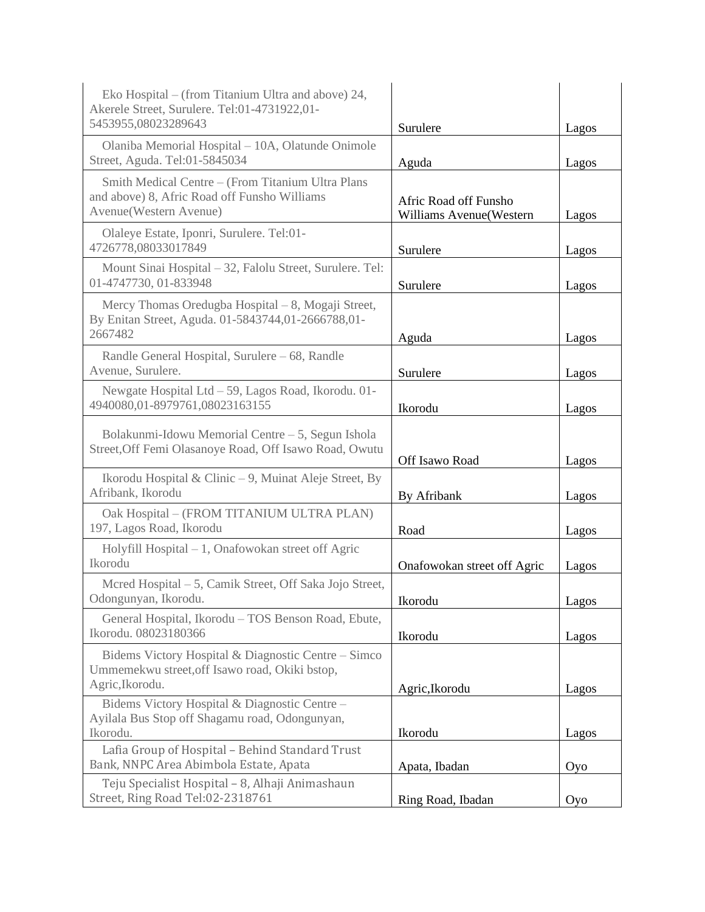| | | |
|---|---|---|
| Eko Hospital – (from Titanium Ultra and above) 24, Akerele Street, Surulere. Tel:01-4731922,01-5453955,08023289643 | Surulere | Lagos |
| Olaniba Memorial Hospital – 10A, Olatunde Onimole Street, Aguda. Tel:01-5845034 | Aguda | Lagos |
| Smith Medical Centre – (From Titanium Ultra Plans and above) 8, Afric Road off Funsho Williams Avenue(Western Avenue) | Afric Road off Funsho Williams Avenue(Western | Lagos |
| Olaleye Estate, Iponri, Surulere. Tel:01-4726778,08033017849 | Surulere | Lagos |
| Mount Sinai Hospital – 32, Falolu Street, Surulere. Tel: 01-4747730, 01-833948 | Surulere | Lagos |
| Mercy Thomas Oredugba Hospital – 8, Mogaji Street, By Enitan Street, Aguda. 01-5843744,01-2666788,01-2667482 | Aguda | Lagos |
| Randle General Hospital, Surulere – 68, Randle Avenue, Surulere. | Surulere | Lagos |
| Newgate Hospital Ltd – 59, Lagos Road, Ikorodu. 01-4940080,01-8979761,08023163155 | Ikorodu | Lagos |
| Bolakunmi-Idowu Memorial Centre – 5, Segun Ishola Street,Off Femi Olasanoye Road, Off Isawo Road, Owutu | Off Isawo Road | Lagos |
| Ikorodu Hospital & Clinic – 9, Muinat Aleje Street, By Afribank, Ikorodu | By Afribank | Lagos |
| Oak Hospital – (FROM TITANIUM ULTRA PLAN) 197, Lagos Road, Ikorodu | Road | Lagos |
| Holyfill Hospital – 1, Onafowokan street off Agric Ikorodu | Onafowokan street off Agric | Lagos |
| Mcred Hospital – 5, Camik Street, Off Saka Jojo Street, Odongunyan, Ikorodu. | Ikorodu | Lagos |
| General Hospital, Ikorodu – TOS Benson Road, Ebute, Ikorodu. 08023180366 | Ikorodu | Lagos |
| Bidems Victory Hospital & Diagnostic Centre – Simco Ummemekwu street,off Isawo road, Okiki bstop, Agric,Ikorodu. | Agric,Ikorodu | Lagos |
| Bidems Victory Hospital & Diagnostic Centre – Ayilala Bus Stop off Shagamu road, Odongunyan, Ikorodu. | Ikorodu | Lagos |
| Lafia Group of Hospital – Behind Standard Trust Bank, NNPC Area Abimbola Estate, Apata | Apata, Ibadan | Oyo |
| Teju Specialist Hospital – 8, Alhaji Animashaun Street, Ring Road Tel:02-2318761 | Ring Road, Ibadan | Oyo |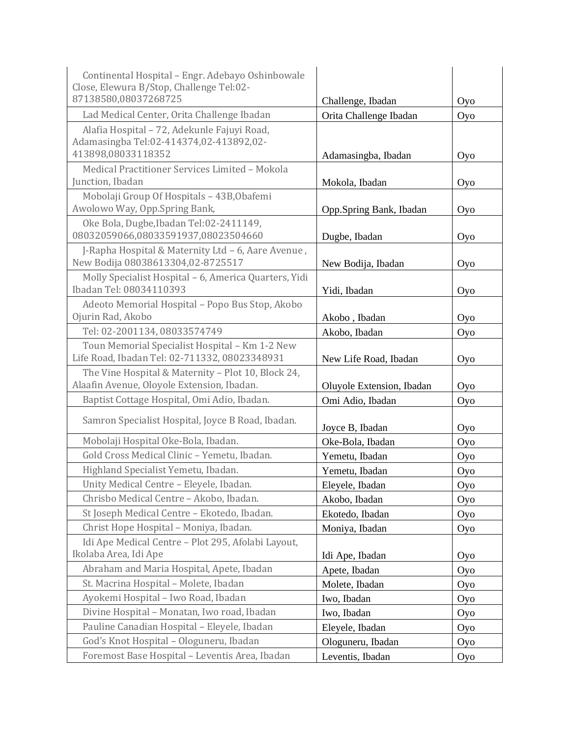| | | |
|---|---|---|
| Continental Hospital – Engr. Adebayo Oshinbowale Close, Elewura B/Stop, Challenge Tel:02-87138580,08037268725 | Challenge, Ibadan | Oyo |
| Lad Medical Center, Orita Challenge Ibadan | Orita Challenge Ibadan | Oyo |
| Alafia Hospital – 72, Adekunle Fajuyi Road, Adamasingba Tel:02-414374,02-413892,02-413898,08033118352 | Adamasingba, Ibadan | Oyo |
| Medical Practitioner Services Limited – Mokola Junction, Ibadan | Mokola, Ibadan | Oyo |
| Mobolaji Group Of Hospitals – 43B,Obafemi Awolowo Way, Opp.Spring Bank, | Opp.Spring Bank, Ibadan | Oyo |
| Oke Bola, Dugbe,Ibadan Tel:02-2411149, 08032059066,08033591937,08023504660 | Dugbe, Ibadan | Oyo |
| J-Rapha Hospital & Maternity Ltd – 6, Aare Avenue , New Bodija 08038613304,02-8725517 | New Bodija, Ibadan | Oyo |
| Molly Specialist Hospital – 6, America Quarters, Yidi Ibadan Tel: 08034110393 | Yidi, Ibadan | Oyo |
| Adeoto Memorial Hospital – Popo Bus Stop, Akobo Ojurin Rad, Akobo | Akobo , Ibadan | Oyo |
| Tel: 02-2001134, 08033574749 | Akobo, Ibadan | Oyo |
| Toun Memorial Specialist Hospital – Km 1-2 New Life Road, Ibadan Tel: 02-711332, 08023348931 | New Life Road, Ibadan | Oyo |
| The Vine Hospital & Maternity – Plot 10, Block 24, Alaafin Avenue, Oloyole Extension, Ibadan. | Oluyole Extension, Ibadan | Oyo |
| Baptist Cottage Hospital, Omi Adio, Ibadan. | Omi Adio, Ibadan | Oyo |
| Samron Specialist Hospital, Joyce B Road, Ibadan. | Joyce B, Ibadan | Oyo |
| Mobolaji Hospital Oke-Bola, Ibadan. | Oke-Bola, Ibadan | Oyo |
| Gold Cross Medical Clinic – Yemetu, Ibadan. | Yemetu, Ibadan | Oyo |
| Highland Specialist Yemetu, Ibadan. | Yemetu, Ibadan | Oyo |
| Unity Medical Centre – Eleyele, Ibadan. | Eleyele, Ibadan | Oyo |
| Chrisbo Medical Centre – Akobo, Ibadan. | Akobo, Ibadan | Oyo |
| St Joseph Medical Centre – Ekotedo, Ibadan. | Ekotedo, Ibadan | Oyo |
| Christ Hope Hospital – Moniya, Ibadan. | Moniya, Ibadan | Oyo |
| Idi Ape Medical Centre – Plot 295, Afolabi Layout, Ikolaba Area, Idi Ape | Idi Ape, Ibadan | Oyo |
| Abraham and Maria Hospital, Apete, Ibadan | Apete, Ibadan | Oyo |
| St. Macrina Hospital – Molete, Ibadan | Molete, Ibadan | Oyo |
| Ayokemi Hospital – Iwo Road, Ibadan | Iwo, Ibadan | Oyo |
| Divine Hospital – Monatan, Iwo road, Ibadan | Iwo, Ibadan | Oyo |
| Pauline Canadian Hospital – Eleyele, Ibadan | Eleyele, Ibadan | Oyo |
| God's Knot Hospital – Ologuneru, Ibadan | Ologuneru, Ibadan | Oyo |
| Foremost Base Hospital – Leventis Area, Ibadan | Leventis, Ibadan | Oyo |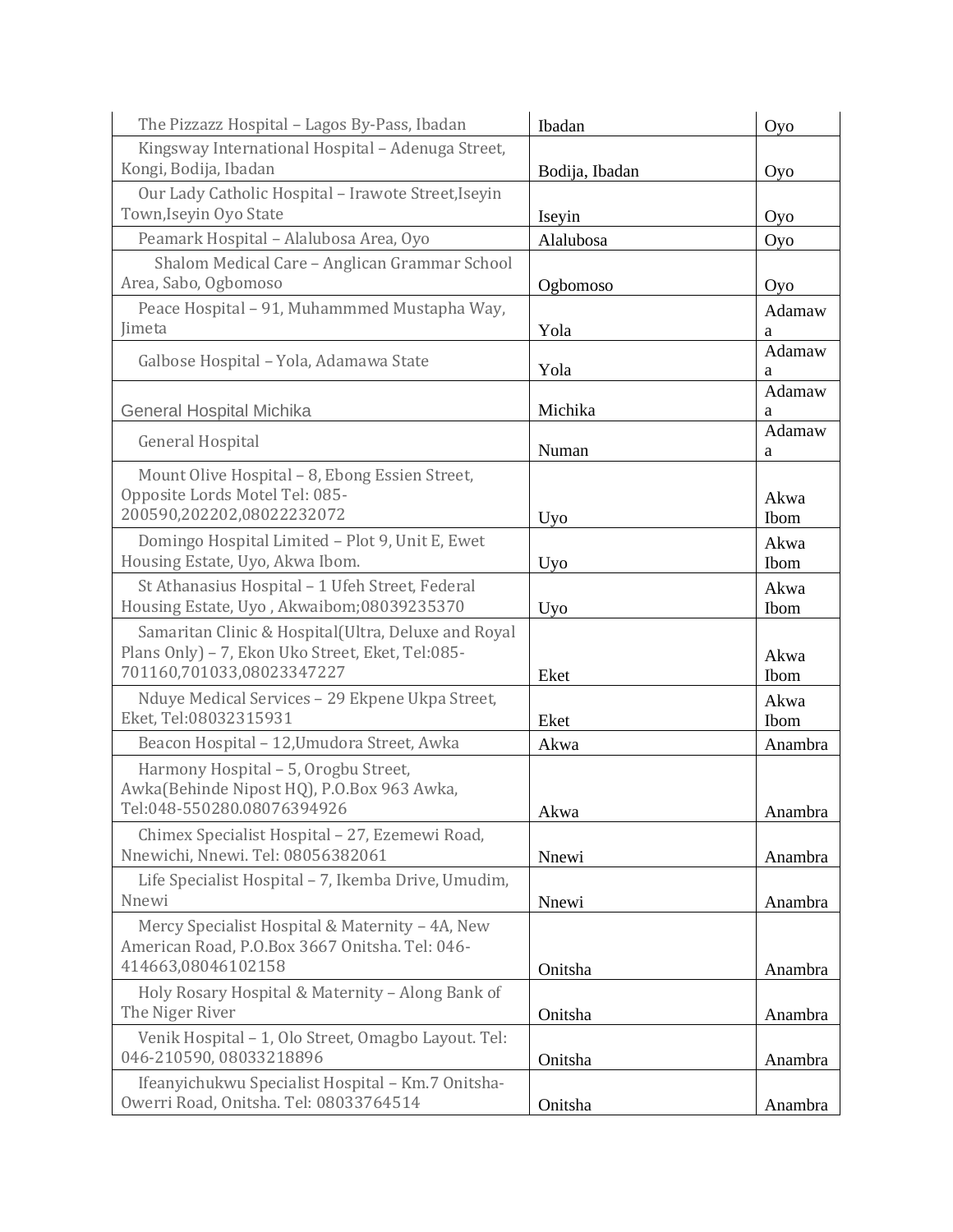| | | |
|---|---|---|
| The Pizzazz Hospital – Lagos By-Pass, Ibadan | Ibadan | Oyo |
| Kingsway International Hospital – Adenuga Street, Kongi, Bodija, Ibadan | Bodija, Ibadan | Oyo |
| Our Lady Catholic Hospital – Irawote Street,Iseyin Town,Iseyin Oyo State | Iseyin | Oyo |
| Peamark Hospital – Alalubosa Area, Oyo | Alalubosa | Oyo |
| Shalom Medical Care – Anglican Grammar School Area, Sabo, Ogbomoso | Ogbomoso | Oyo |
| Peace Hospital – 91, Muhammmed Mustapha Way, Jimeta | Yola | Adamawa |
| Galbose Hospital – Yola, Adamawa State | Yola | Adamawa |
| General Hospital Michika | Michika | Adamawa |
| General Hospital | Numan | Adamawa |
| Mount Olive Hospital – 8, Ebong Essien Street, Opposite Lords Motel Tel: 085-200590,202202,08022232072 | Uyo | Akwa Ibom |
| Domingo Hospital Limited – Plot 9, Unit E, Ewet Housing Estate, Uyo, Akwa Ibom. | Uyo | Akwa Ibom |
| St Athanasius Hospital – 1 Ufeh Street, Federal Housing Estate, Uyo , Akwaibom;08039235370 | Uyo | Akwa Ibom |
| Samaritan Clinic & Hospital(Ultra, Deluxe and Royal Plans Only) – 7, Ekon Uko Street, Eket, Tel:085-701160,701033,08023347227 | Eket | Akwa Ibom |
| Nduye Medical Services – 29 Ekpene Ukpa Street, Eket, Tel:08032315931 | Eket | Akwa Ibom |
| Beacon Hospital – 12,Umudora Street, Awka | Akwa | Anambra |
| Harmony Hospital – 5, Orogbu Street, Awka(Behinde Nipost HQ), P.O.Box 963 Awka, Tel:048-550280.08076394926 | Akwa | Anambra |
| Chimex Specialist Hospital – 27, Ezemewi Road, Nnewichi, Nnewi. Tel: 08056382061 | Nnewi | Anambra |
| Life Specialist Hospital – 7, Ikemba Drive, Umudim, Nnewi | Nnewi | Anambra |
| Mercy Specialist Hospital & Maternity – 4A, New American Road, P.O.Box 3667 Onitsha. Tel: 046-414663,08046102158 | Onitsha | Anambra |
| Holy Rosary Hospital & Maternity – Along Bank of The Niger River | Onitsha | Anambra |
| Venik Hospital – 1, Olo Street, Omagbo Layout. Tel: 046-210590, 08033218896 | Onitsha | Anambra |
| Ifeanyichukwu Specialist Hospital – Km.7 Onitsha-Owerri Road, Onitsha. Tel: 08033764514 | Onitsha | Anambra |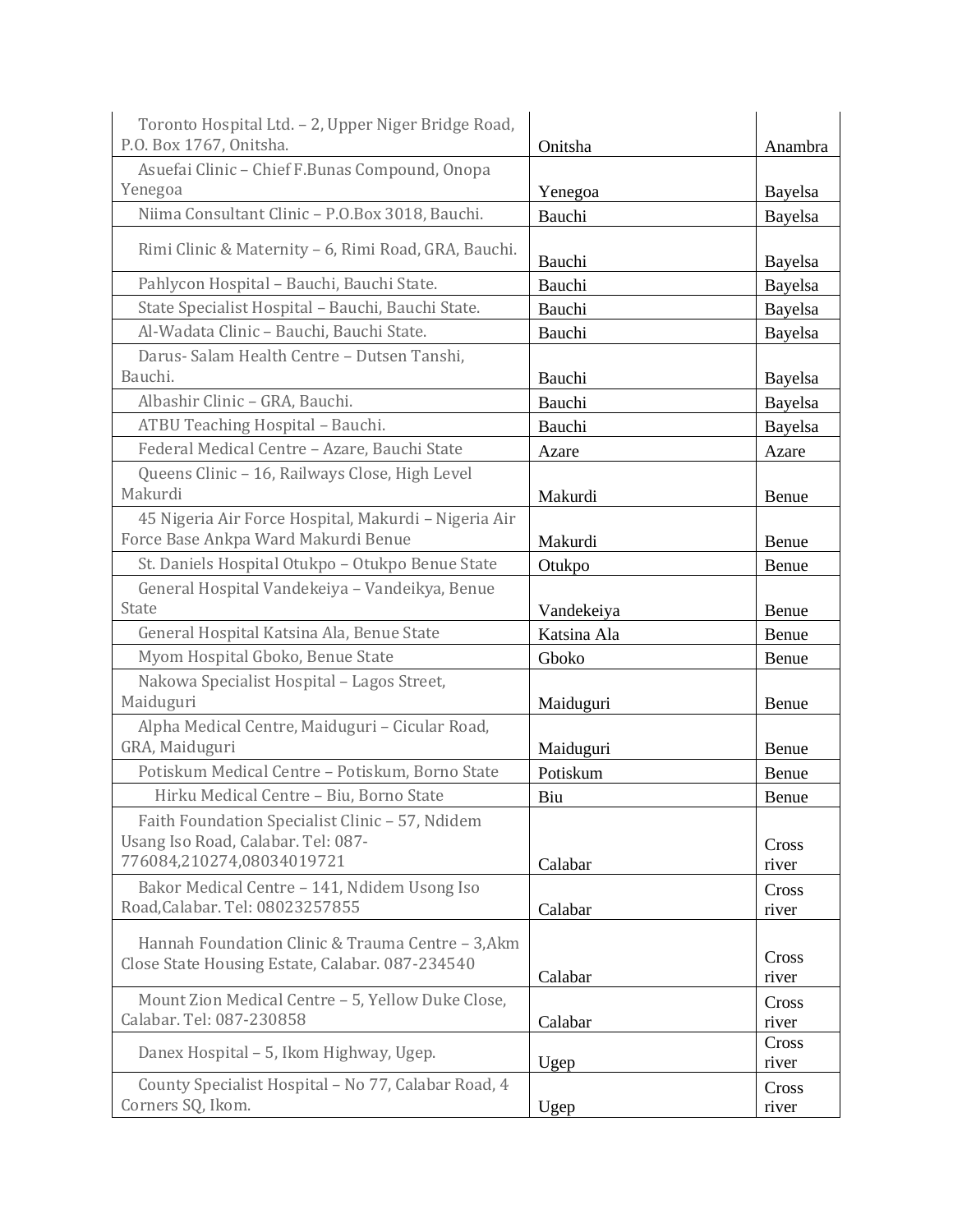| | | |
|---|---|---|
| Toronto Hospital Ltd. – 2, Upper Niger Bridge Road, P.O. Box 1767, Onitsha. | Onitsha | Anambra |
| Asuefai Clinic – Chief F.Bunas Compound, Onopa Yenegoa | Yenegoa | Bayelsa |
| Niima Consultant Clinic – P.O.Box 3018, Bauchi. | Bauchi | Bayelsa |
| Rimi Clinic & Maternity – 6, Rimi Road, GRA, Bauchi. | Bauchi | Bayelsa |
| Pahlycon Hospital – Bauchi, Bauchi State. | Bauchi | Bayelsa |
| State Specialist Hospital – Bauchi, Bauchi State. | Bauchi | Bayelsa |
| Al-Wadata Clinic – Bauchi, Bauchi State. | Bauchi | Bayelsa |
| Darus- Salam Health Centre – Dutsen Tanshi, Bauchi. | Bauchi | Bayelsa |
| Albashir Clinic – GRA, Bauchi. | Bauchi | Bayelsa |
| ATBU Teaching Hospital – Bauchi. | Bauchi | Bayelsa |
| Federal Medical Centre – Azare, Bauchi State | Azare | Azare |
| Queens Clinic – 16, Railways Close, High Level Makurdi | Makurdi | Benue |
| 45 Nigeria Air Force Hospital, Makurdi – Nigeria Air Force Base Ankpa Ward Makurdi Benue | Makurdi | Benue |
| St. Daniels Hospital Otukpo – Otukpo Benue State | Otukpo | Benue |
| General Hospital Vandekeiya – Vandeikya, Benue State | Vandekeiya | Benue |
| General Hospital Katsina Ala, Benue State | Katsina Ala | Benue |
| Myom Hospital Gboko, Benue State | Gboko | Benue |
| Nakowa Specialist Hospital – Lagos Street, Maiduguri | Maiduguri | Benue |
| Alpha Medical Centre, Maiduguri – Cicular Road, GRA, Maiduguri | Maiduguri | Benue |
| Potiskum Medical Centre – Potiskum, Borno State | Potiskum | Benue |
| Hirku Medical Centre – Biu, Borno State | Biu | Benue |
| Faith Foundation Specialist Clinic – 57, Ndidem Usang Iso Road, Calabar. Tel: 087-776084,210274,08034019721 | Calabar | Cross river |
| Bakor Medical Centre – 141, Ndidem Usong Iso Road,Calabar. Tel: 08023257855 | Calabar | Cross river |
| Hannah Foundation Clinic & Trauma Centre – 3,Akm Close State Housing Estate, Calabar. 087-234540 | Calabar | Cross river |
| Mount Zion Medical Centre – 5, Yellow Duke Close, Calabar. Tel: 087-230858 | Calabar | Cross river |
| Danex Hospital – 5, Ikom Highway, Ugep. | Ugep | Cross river |
| County Specialist Hospital – No 77, Calabar Road, 4 Corners SQ, Ikom. | Ugep | Cross river |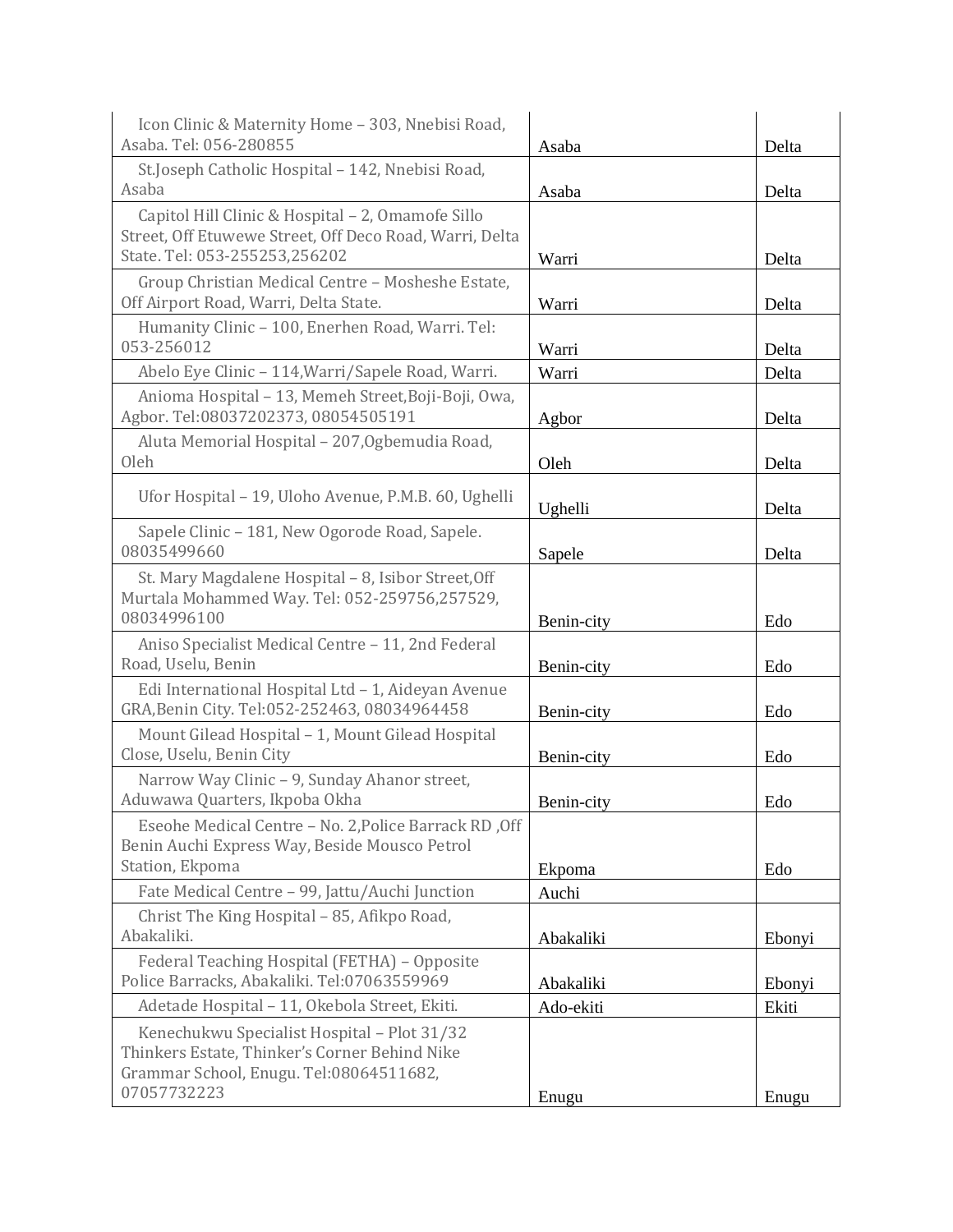| | | |
|---|---|---|
| Icon Clinic & Maternity Home – 303, Nnebisi Road, Asaba. Tel: 056-280855 | Asaba | Delta |
| St.Joseph Catholic Hospital – 142, Nnebisi Road, Asaba | Asaba | Delta |
| Capitol Hill Clinic & Hospital – 2, Omamofe Sillo Street, Off Etuwewe Street, Off Deco Road, Warri, Delta State. Tel: 053-255253,256202 | Warri | Delta |
| Group Christian Medical Centre – Mosheshe Estate, Off Airport Road, Warri, Delta State. | Warri | Delta |
| Humanity Clinic – 100, Enerhen Road, Warri. Tel: 053-256012 | Warri | Delta |
| Abelo Eye Clinic – 114,Warri/Sapele Road, Warri. | Warri | Delta |
| Anioma Hospital – 13, Memeh Street,Boji-Boji, Owa, Agbor. Tel:08037202373, 08054505191 | Agbor | Delta |
| Aluta Memorial Hospital – 207,Ogbemudia Road, Oleh | Oleh | Delta |
| Ufor Hospital – 19, Uloho Avenue, P.M.B. 60, Ughelli | Ughelli | Delta |
| Sapele Clinic – 181, New Ogorode Road, Sapele. 08035499660 | Sapele | Delta |
| St. Mary Magdalene Hospital – 8, Isibor Street,Off Murtala Mohammed Way. Tel: 052-259756,257529, 08034996100 | Benin-city | Edo |
| Aniso Specialist Medical Centre – 11, 2nd Federal Road, Uselu, Benin | Benin-city | Edo |
| Edi International Hospital Ltd – 1, Aideyan Avenue GRA,Benin City. Tel:052-252463, 08034964458 | Benin-city | Edo |
| Mount Gilead Hospital – 1, Mount Gilead Hospital Close, Uselu, Benin City | Benin-city | Edo |
| Narrow Way Clinic – 9, Sunday Ahanor street, Aduwawa Quarters, Ikpoba Okha | Benin-city | Edo |
| Eseohe Medical Centre – No. 2,Police Barrack RD ,Off Benin Auchi Express Way, Beside Mousco Petrol Station, Ekpoma | Ekpoma | Edo |
| Fate Medical Centre – 99, Jattu/Auchi Junction | Auchi | |
| Christ The King Hospital – 85, Afikpo Road, Abakaliki. | Abakaliki | Ebonyi |
| Federal Teaching Hospital (FETHA) – Opposite Police Barracks, Abakaliki. Tel:07063559969 | Abakaliki | Ebonyi |
| Adetade Hospital – 11, Okebola Street, Ekiti. | Ado-ekiti | Ekiti |
| Kenechukwu Specialist Hospital – Plot 31/32 Thinkers Estate, Thinker's Corner Behind Nike Grammar School, Enugu. Tel:08064511682, 07057732223 | Enugu | Enugu |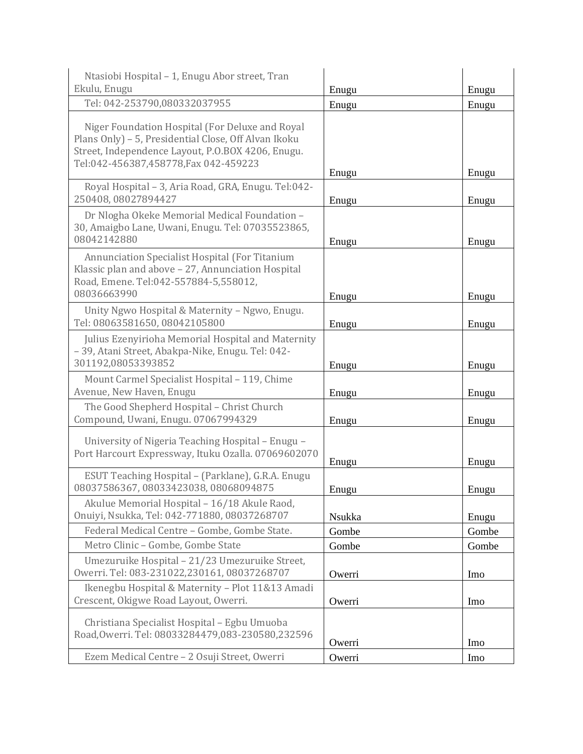| | | |
|---|---|---|
| Ntasiobi Hospital – 1, Enugu Abor street, Tran Ekulu, Enugu | Enugu | Enugu |
| Tel: 042-253790,080332037955 | Enugu | Enugu |
| Niger Foundation Hospital (For Deluxe and Royal Plans Only) – 5, Presidential Close, Off Alvan Ikoku Street, Independence Layout, P.O.BOX 4206, Enugu. Tel:042-456387,458778,Fax 042-459223 | Enugu | Enugu |
| Royal Hospital – 3, Aria Road, GRA, Enugu. Tel:042-250408, 08027894427 | Enugu | Enugu |
| Dr Nlogha Okeke Memorial Medical Foundation – 30, Amaigbo Lane, Uwani, Enugu. Tel: 07035523865, 08042142880 | Enugu | Enugu |
| Annunciation Specialist Hospital (For Titanium Klassic plan and above – 27, Annunciation Hospital Road, Emene. Tel:042-557884-5,558012, 08036663990 | Enugu | Enugu |
| Unity Ngwo Hospital & Maternity – Ngwo, Enugu. Tel: 08063581650, 08042105800 | Enugu | Enugu |
| Julius Ezenyirioha Memorial Hospital and Maternity – 39, Atani Street, Abakpa-Nike, Enugu. Tel: 042-301192,08053393852 | Enugu | Enugu |
| Mount Carmel Specialist Hospital – 119, Chime Avenue, New Haven, Enugu | Enugu | Enugu |
| The Good Shepherd Hospital – Christ Church Compound, Uwani, Enugu. 07067994329 | Enugu | Enugu |
| University of Nigeria Teaching Hospital – Enugu – Port Harcourt Expressway, Ituku Ozalla. 07069602070 | Enugu | Enugu |
| ESUT Teaching Hospital – (Parklane), G.R.A. Enugu 08037586367, 08033423038, 08068094875 | Enugu | Enugu |
| Akulue Memorial Hospital – 16/18 Akule Raod, Onuiyi, Nsukka, Tel: 042-771880, 08037268707 | Nsukka | Enugu |
| Federal Medical Centre – Gombe, Gombe State. | Gombe | Gombe |
| Metro Clinic – Gombe, Gombe State | Gombe | Gombe |
| Umezuruike Hospital – 21/23 Umezuruike Street, Owerri. Tel: 083-231022,230161, 08037268707 | Owerri | Imo |
| Ikenegbu Hospital & Maternity – Plot 11&13 Amadi Crescent, Okigwe Road Layout, Owerri. | Owerri | Imo |
| Christiana Specialist Hospital – Egbu Umuoba Road,Owerri. Tel: 08033284479,083-230580,232596 | Owerri | Imo |
| Ezem Medical Centre – 2 Osuji Street, Owerri | Owerri | Imo |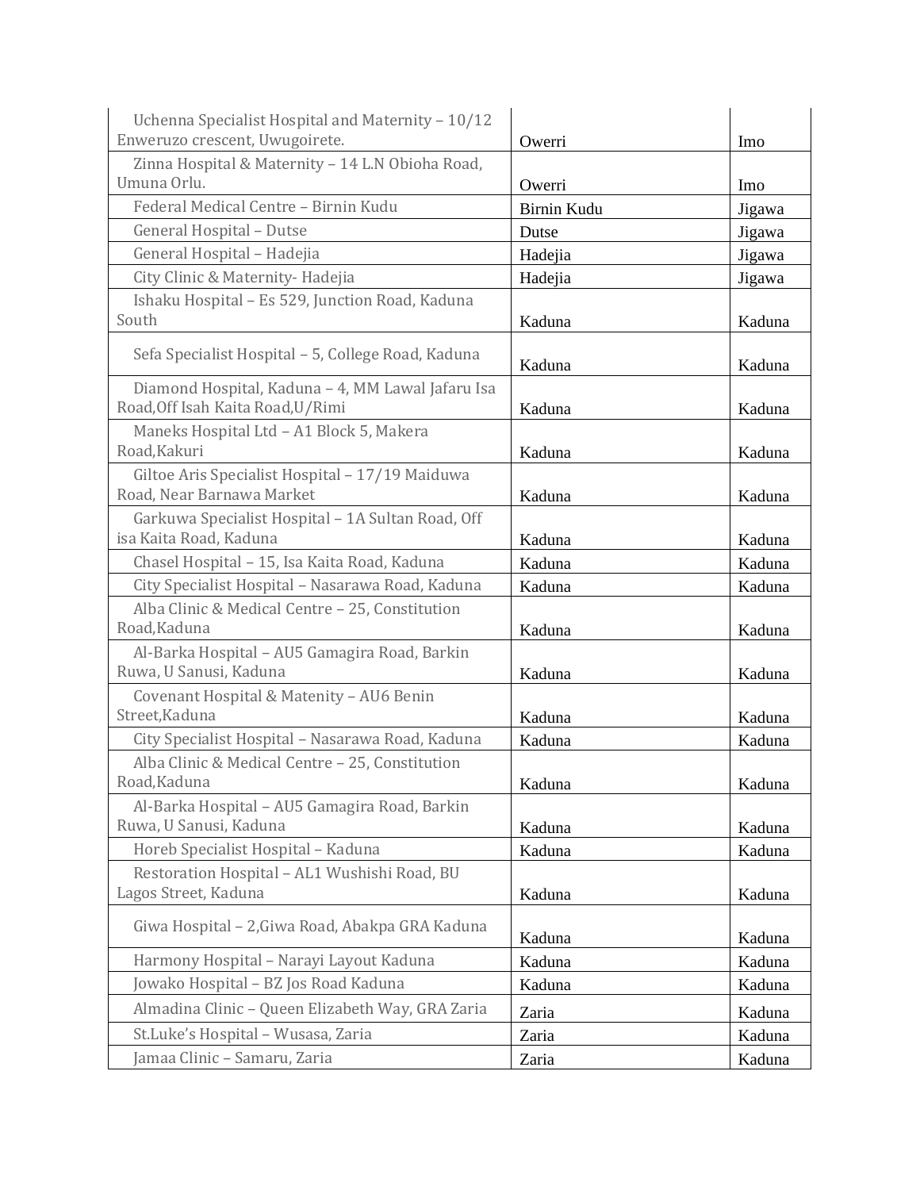| | | |
|---|---|---|
| Uchenna Specialist Hospital and Maternity – 10/12 Enweruzo crescent, Uwugoirete. | Owerri | Imo |
| Zinna Hospital & Maternity – 14 L.N Obioha Road, Umuna Orlu. | Owerri | Imo |
| Federal Medical Centre – Birnin Kudu | Birnin Kudu | Jigawa |
| General Hospital – Dutse | Dutse | Jigawa |
| General Hospital – Hadejia | Hadejia | Jigawa |
| City Clinic & Maternity- Hadejia | Hadejia | Jigawa |
| Ishaku Hospital – Es 529, Junction Road, Kaduna South | Kaduna | Kaduna |
| Sefa Specialist Hospital – 5, College Road, Kaduna | Kaduna | Kaduna |
| Diamond Hospital, Kaduna – 4, MM Lawal Jafaru Isa Road,Off Isah Kaita Road,U/Rimi | Kaduna | Kaduna |
| Maneks Hospital Ltd – A1 Block 5, Makera Road,Kakuri | Kaduna | Kaduna |
| Giltoe Aris Specialist Hospital – 17/19 Maiduwa Road, Near Barnawa Market | Kaduna | Kaduna |
| Garkuwa Specialist Hospital – 1A Sultan Road, Off isa Kaita Road, Kaduna | Kaduna | Kaduna |
| Chasel Hospital – 15, Isa Kaita Road, Kaduna | Kaduna | Kaduna |
| City Specialist Hospital – Nasarawa Road, Kaduna | Kaduna | Kaduna |
| Alba Clinic & Medical Centre – 25, Constitution Road,Kaduna | Kaduna | Kaduna |
| Al-Barka Hospital – AU5 Gamagira Road, Barkin Ruwa, U Sanusi, Kaduna | Kaduna | Kaduna |
| Covenant Hospital & Matenity – AU6 Benin Street,Kaduna | Kaduna | Kaduna |
| City Specialist Hospital – Nasarawa Road, Kaduna | Kaduna | Kaduna |
| Alba Clinic & Medical Centre – 25, Constitution Road,Kaduna | Kaduna | Kaduna |
| Al-Barka Hospital – AU5 Gamagira Road, Barkin Ruwa, U Sanusi, Kaduna | Kaduna | Kaduna |
| Horeb Specialist Hospital – Kaduna | Kaduna | Kaduna |
| Restoration Hospital – AL1 Wushishi Road, BU Lagos Street, Kaduna | Kaduna | Kaduna |
| Giwa Hospital – 2,Giwa Road, Abakpa GRA Kaduna | Kaduna | Kaduna |
| Harmony Hospital – Narayi Layout Kaduna | Kaduna | Kaduna |
| Jowako Hospital – BZ Jos Road Kaduna | Kaduna | Kaduna |
| Almadina Clinic – Queen Elizabeth Way, GRA Zaria | Zaria | Kaduna |
| St.Luke's Hospital – Wusasa, Zaria | Zaria | Kaduna |
| Jamaa Clinic – Samaru, Zaria | Zaria | Kaduna |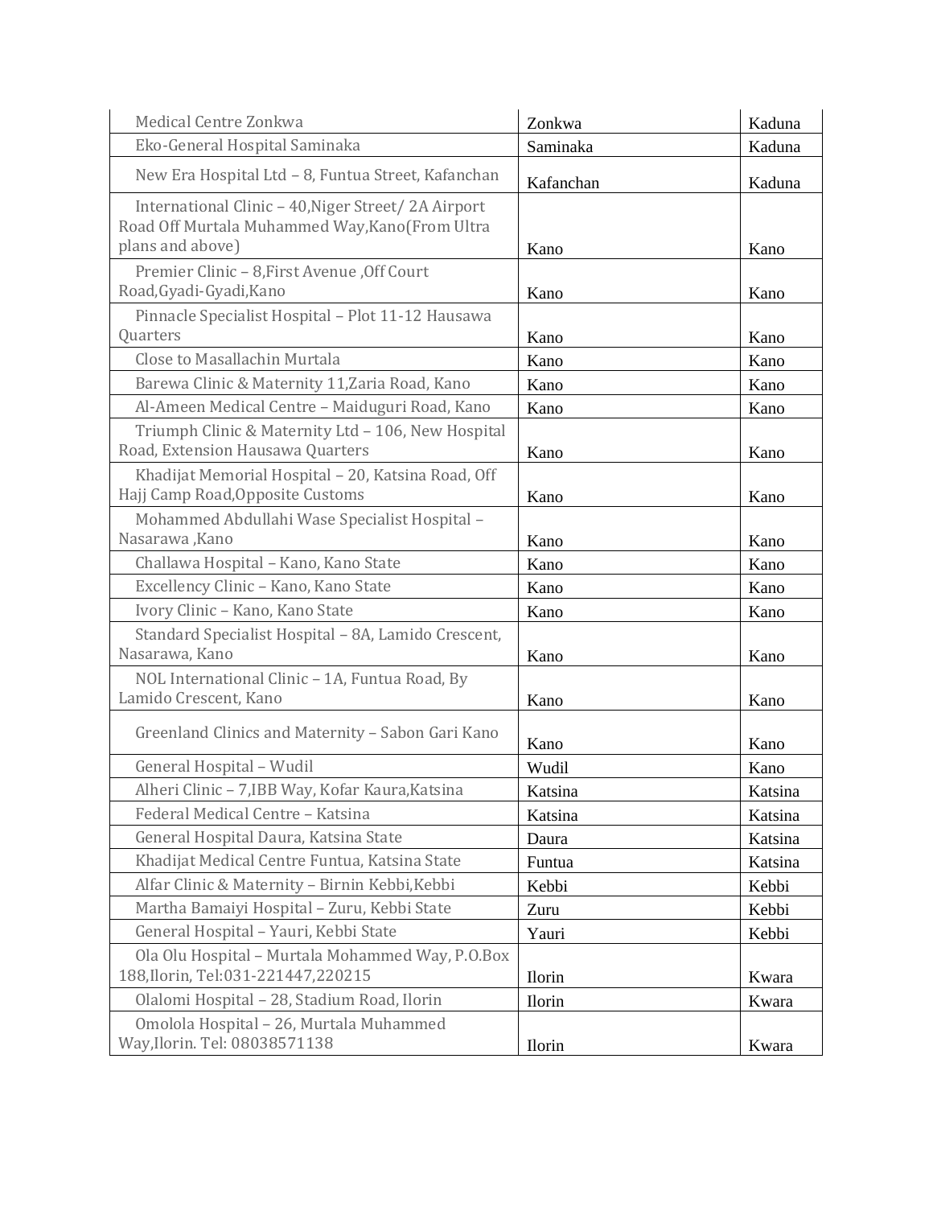| | | |
|---|---|---|
| Medical Centre Zonkwa | Zonkwa | Kaduna |
| Eko-General Hospital Saminaka | Saminaka | Kaduna |
| New Era Hospital Ltd – 8, Funtua Street, Kafanchan | Kafanchan | Kaduna |
| International Clinic – 40,Niger Street/ 2A Airport Road Off Murtala Muhammed Way,Kano(From Ultra plans and above) | Kano | Kano |
| Premier Clinic – 8,First Avenue ,Off Court Road,Gyadi-Gyadi,Kano | Kano | Kano |
| Pinnacle Specialist Hospital – Plot 11-12 Hausawa Quarters | Kano | Kano |
| Close to Masallachin Murtala | Kano | Kano |
| Barewa Clinic & Maternity 11,Zaria Road, Kano | Kano | Kano |
| Al-Ameen Medical Centre – Maiduguri Road, Kano | Kano | Kano |
| Triumph Clinic & Maternity Ltd – 106, New Hospital Road, Extension Hausawa Quarters | Kano | Kano |
| Khadijat Memorial Hospital – 20, Katsina Road, Off Hajj Camp Road,Opposite Customs | Kano | Kano |
| Mohammed Abdullahi Wase Specialist Hospital – Nasarawa ,Kano | Kano | Kano |
| Challawa Hospital – Kano, Kano State | Kano | Kano |
| Excellency Clinic – Kano, Kano State | Kano | Kano |
| Ivory Clinic – Kano, Kano State | Kano | Kano |
| Standard Specialist Hospital – 8A, Lamido Crescent, Nasarawa, Kano | Kano | Kano |
| NOL International Clinic – 1A, Funtua Road, By Lamido Crescent, Kano | Kano | Kano |
| Greenland Clinics and Maternity – Sabon Gari Kano | Kano | Kano |
| General Hospital – Wudil | Wudil | Kano |
| Alheri Clinic – 7,IBB Way, Kofar Kaura,Katsina | Katsina | Katsina |
| Federal Medical Centre – Katsina | Katsina | Katsina |
| General Hospital Daura, Katsina State | Daura | Katsina |
| Khadijat Medical Centre Funtua, Katsina State | Funtua | Katsina |
| Alfar Clinic & Maternity – Birnin Kebbi,Kebbi | Kebbi | Kebbi |
| Martha Bamaiyi Hospital – Zuru, Kebbi State | Zuru | Kebbi |
| General Hospital – Yauri, Kebbi State | Yauri | Kebbi |
| Ola Olu Hospital – Murtala Mohammed Way, P.O.Box 188,Ilorin, Tel:031-221447,220215 | Ilorin | Kwara |
| Olalomi Hospital – 28, Stadium Road, Ilorin | Ilorin | Kwara |
| Omolola Hospital – 26, Murtala Muhammed Way,Ilorin. Tel: 08038571138 | Ilorin | Kwara |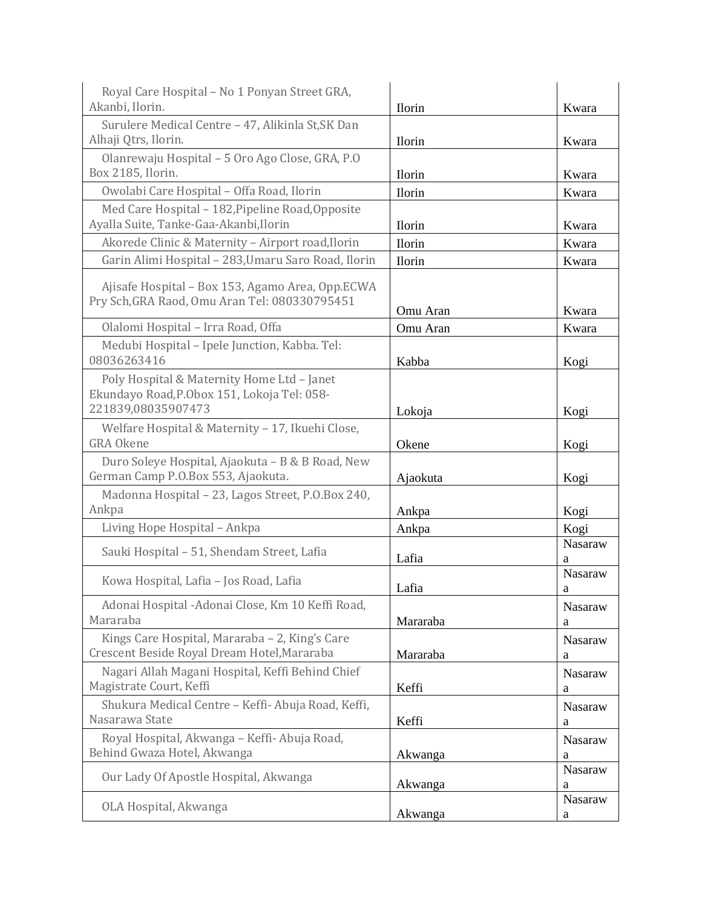| | | |
|---|---|---|
| Royal Care Hospital – No 1 Ponyan Street GRA, Akanbi, Ilorin. | Ilorin | Kwara |
| Surulere Medical Centre – 47, Alikinla St,SK Dan Alhaji Qtrs, Ilorin. | Ilorin | Kwara |
| Olanrewaju Hospital – 5 Oro Ago Close, GRA, P.O Box 2185, Ilorin. | Ilorin | Kwara |
| Owolabi Care Hospital – Offa Road, Ilorin | Ilorin | Kwara |
| Med Care Hospital – 182,Pipeline Road,Opposite Ayalla Suite, Tanke-Gaa-Akanbi,Ilorin | Ilorin | Kwara |
| Akorede Clinic & Maternity – Airport road,Ilorin | Ilorin | Kwara |
| Garin Alimi Hospital – 283,Umaru Saro Road, Ilorin | Ilorin | Kwara |
| Ajisafe Hospital – Box 153, Agamo Area, Opp.ECWA Pry Sch,GRA Raod, Omu Aran Tel: 080330795451 | Omu Aran | Kwara |
| Olalomi Hospital – Irra Road, Offa | Omu Aran | Kwara |
| Medubi Hospital – Ipele Junction, Kabba. Tel: 08036263416 | Kabba | Kogi |
| Poly Hospital & Maternity Home Ltd – Janet Ekundayo Road,P.Obox 151, Lokoja Tel: 058-221839,08035907473 | Lokoja | Kogi |
| Welfare Hospital & Maternity – 17, Ikuehi Close, GRA Okene | Okene | Kogi |
| Duro Soleye Hospital, Ajaokuta – B & B Road, New German Camp P.O.Box 553, Ajaokuta. | Ajaokuta | Kogi |
| Madonna Hospital – 23, Lagos Street, P.O.Box 240, Ankpa | Ankpa | Kogi |
| Living Hope Hospital – Ankpa | Ankpa | Kogi |
| Sauki Hospital – 51, Shendam Street, Lafia | Lafia | Nasarawa |
| Kowa Hospital, Lafia – Jos Road, Lafia | Lafia | Nasarawa |
| Adonai Hospital -Adonai Close, Km 10 Keffi Road, Mararaba | Mararaba | Nasarawa |
| Kings Care Hospital, Mararaba – 2, King's Care Crescent Beside Royal Dream Hotel,Mararaba | Mararaba | Nasarawa |
| Nagari Allah Magani Hospital, Keffi Behind Chief Magistrate Court, Keffi | Keffi | Nasarawa |
| Shukura Medical Centre – Keffi- Abuja Road, Keffi, Nasarawa State | Keffi | Nasarawa |
| Royal Hospital, Akwanga – Keffi- Abuja Road, Behind Gwaza Hotel, Akwanga | Akwanga | Nasarawa |
| Our Lady Of Apostle Hospital, Akwanga | Akwanga | Nasarawa |
| OLA Hospital, Akwanga | Akwanga | Nasarawa |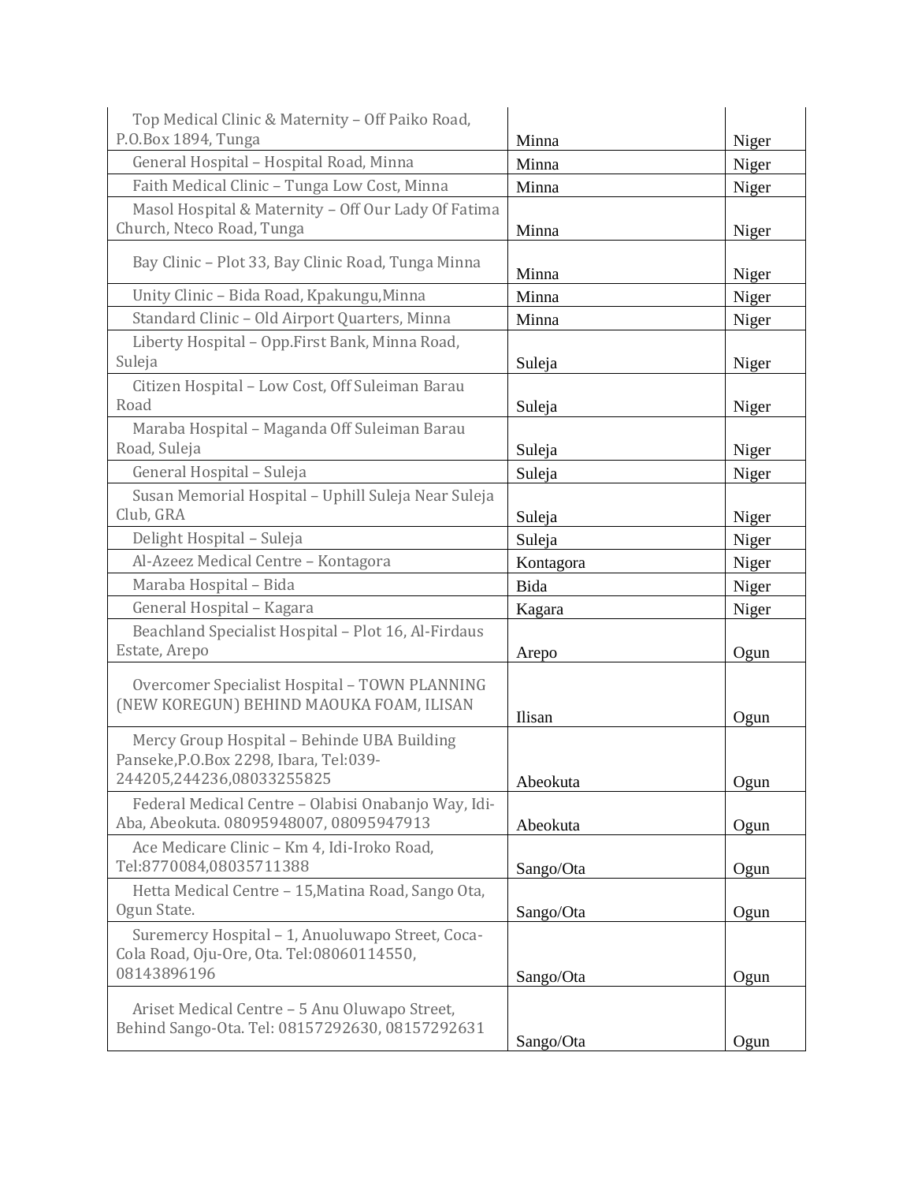| | | |
|---|---|---|
| Top Medical Clinic & Maternity – Off Paiko Road, P.O.Box 1894, Tunga | Minna | Niger |
| General Hospital – Hospital Road, Minna | Minna | Niger |
| Faith Medical Clinic – Tunga Low Cost, Minna | Minna | Niger |
| Masol Hospital & Maternity – Off Our Lady Of Fatima Church, Nteco Road, Tunga | Minna | Niger |
| Bay Clinic – Plot 33, Bay Clinic Road, Tunga Minna | Minna | Niger |
| Unity Clinic – Bida Road, Kpakungu,Minna | Minna | Niger |
| Standard Clinic – Old Airport Quarters, Minna | Minna | Niger |
| Liberty Hospital – Opp.First Bank, Minna Road, Suleja | Suleja | Niger |
| Citizen Hospital – Low Cost, Off Suleiman Barau Road | Suleja | Niger |
| Maraba Hospital – Maganda Off Suleiman Barau Road, Suleja | Suleja | Niger |
| General Hospital – Suleja | Suleja | Niger |
| Susan Memorial Hospital – Uphill Suleja Near Suleja Club, GRA | Suleja | Niger |
| Delight Hospital – Suleja | Suleja | Niger |
| Al-Azeez Medical Centre – Kontagora | Kontagora | Niger |
| Maraba Hospital – Bida | Bida | Niger |
| General Hospital – Kagara | Kagara | Niger |
| Beachland Specialist Hospital – Plot 16, Al-Firdaus Estate, Arepo | Arepo | Ogun |
| Overcomer Specialist Hospital – TOWN PLANNING (NEW KOREGUN) BEHIND MAOUKA FOAM, ILISAN | Ilisan | Ogun |
| Mercy Group Hospital – Behinde UBA Building Panseke,P.O.Box 2298, Ibara, Tel:039-244205,244236,08033255825 | Abeokuta | Ogun |
| Federal Medical Centre – Olabisi Onabanjo Way, Idi-Aba, Abeokuta. 08095948007, 08095947913 | Abeokuta | Ogun |
| Ace Medicare Clinic – Km 4, Idi-Iroko Road, Tel:8770084,08035711388 | Sango/Ota | Ogun |
| Hetta Medical Centre – 15,Matina Road, Sango Ota, Ogun State. | Sango/Ota | Ogun |
| Suremercy Hospital – 1, Anuoluwapo Street, Coca-Cola Road, Oju-Ore, Ota. Tel:08060114550, 08143896196 | Sango/Ota | Ogun |
| Ariset Medical Centre – 5 Anu Oluwapo Street, Behind Sango-Ota. Tel: 08157292630, 08157292631 | Sango/Ota | Ogun |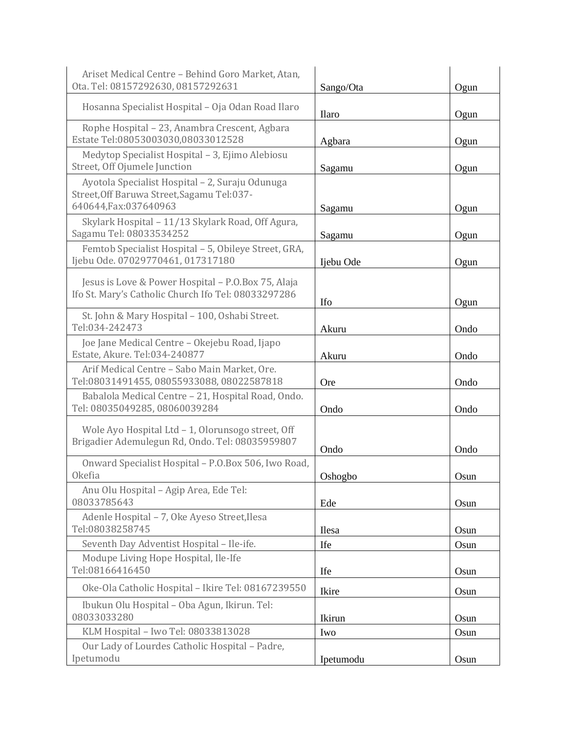| | | |
|---|---|---|
| Ariset Medical Centre – Behind Goro Market, Atan, Ota. Tel: 08157292630, 08157292631 | Sango/Ota | Ogun |
| Hosanna Specialist Hospital – Oja Odan Road Ilaro | Ilaro | Ogun |
| Rophe Hospital – 23, Anambra Crescent, Agbara Estate Tel:08053003030,08033012528 | Agbara | Ogun |
| Medytop Specialist Hospital – 3, Ejimo Alebiosu Street, Off Ojumele Junction | Sagamu | Ogun |
| Ayotola Specialist Hospital – 2, Suraju Odunuga Street,Off Baruwa Street,Sagamu Tel:037-640644,Fax:037640963 | Sagamu | Ogun |
| Skylark Hospital – 11/13 Skylark Road, Off Agura, Sagamu Tel: 08033534252 | Sagamu | Ogun |
| Femtob Specialist Hospital – 5, Obileye Street, GRA, Ijebu Ode. 07029770461, 017317180 | Ijebu Ode | Ogun |
| Jesus is Love & Power Hospital – P.O.Box 75, Alaja Ifo St. Mary's Catholic Church Ifo Tel: 08033297286 | Ifo | Ogun |
| St. John & Mary Hospital – 100, Oshabi Street. Tel:034-242473 | Akuru | Ondo |
| Joe Jane Medical Centre – Okejebu Road, Ijapo Estate, Akure. Tel:034-240877 | Akuru | Ondo |
| Arif Medical Centre – Sabo Main Market, Ore. Tel:08031491455, 08055933088, 08022587818 | Ore | Ondo |
| Babalola Medical Centre – 21, Hospital Road, Ondo. Tel: 08035049285, 08060039284 | Ondo | Ondo |
| Wole Ayo Hospital Ltd – 1, Olorunsogo street, Off Brigadier Ademulegun Rd, Ondo. Tel: 08035959807 | Ondo | Ondo |
| Onward Specialist Hospital – P.O.Box 506, Iwo Road, Okefia | Oshogbo | Osun |
| Anu Olu Hospital – Agip Area, Ede Tel: 08033785643 | Ede | Osun |
| Adenle Hospital – 7, Oke Ayeso Street,Ilesa Tel:08038258745 | Ilesa | Osun |
| Seventh Day Adventist Hospital – Ile-ife. | Ife | Osun |
| Modupe Living Hope Hospital, Ile-Ife Tel:08166416450 | Ife | Osun |
| Oke-Ola Catholic Hospital – Ikire Tel: 08167239550 | Ikire | Osun |
| Ibukun Olu Hospital – Oba Agun, Ikirun. Tel: 08033033280 | Ikirun | Osun |
| KLM Hospital – Iwo Tel: 08033813028 | Iwo | Osun |
| Our Lady of Lourdes Catholic Hospital – Padre, Ipetumodu | Ipetumodu | Osun |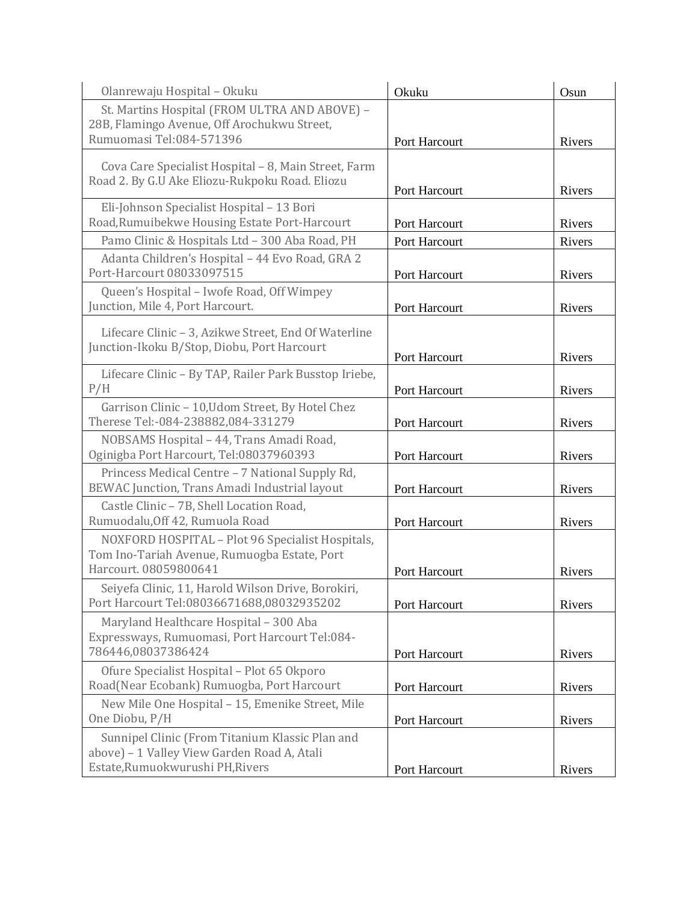| | | |
|---|---|---|
| Olanrewaju Hospital – Okuku | Okuku | Osun |
| St. Martins Hospital (FROM ULTRA AND ABOVE) – 28B, Flamingo Avenue, Off Arochukwu Street, Rumuomasi Tel:084-571396 | Port Harcourt | Rivers |
| Cova Care Specialist Hospital – 8, Main Street, Farm Road 2. By G.U Ake Eliozu-Rukpoku Road. Eliozu | Port Harcourt | Rivers |
| Eli-Johnson Specialist Hospital – 13 Bori Road,Rumuibekwe Housing Estate Port-Harcourt | Port Harcourt | Rivers |
| Pamo Clinic & Hospitals Ltd – 300 Aba Road, PH | Port Harcourt | Rivers |
| Adanta Children's Hospital – 44 Evo Road, GRA 2 Port-Harcourt 08033097515 | Port Harcourt | Rivers |
| Queen's Hospital – Iwofe Road, Off Wimpey Junction, Mile 4, Port Harcourt. | Port Harcourt | Rivers |
| Lifecare Clinic – 3, Azikwe Street, End Of Waterline Junction-Ikoku B/Stop, Diobu, Port Harcourt | Port Harcourt | Rivers |
| Lifecare Clinic – By TAP, Railer Park Busstop Iriebe, P/H | Port Harcourt | Rivers |
| Garrison Clinic – 10,Udom Street, By Hotel Chez Therese Tel:-084-238882,084-331279 | Port Harcourt | Rivers |
| NOBSAMS Hospital – 44, Trans Amadi Road, Oginigba Port Harcourt, Tel:08037960393 | Port Harcourt | Rivers |
| Princess Medical Centre – 7 National Supply Rd, BEWAC Junction, Trans Amadi Industrial layout | Port Harcourt | Rivers |
| Castle Clinic – 7B, Shell Location Road, Rumuodalu,Off 42, Rumuola Road | Port Harcourt | Rivers |
| NOXFORD HOSPITAL – Plot 96 Specialist Hospitals, Tom Ino-Tariah Avenue, Rumuogba Estate, Port Harcourt. 08059800641 | Port Harcourt | Rivers |
| Seiyefa Clinic, 11, Harold Wilson Drive, Borokiri, Port Harcourt Tel:08036671688,08032935202 | Port Harcourt | Rivers |
| Maryland Healthcare Hospital – 300 Aba Expressways, Rumuomasi, Port Harcourt Tel:084-786446,08037386424 | Port Harcourt | Rivers |
| Ofure Specialist Hospital – Plot 65 Okporo Road(Near Ecobank) Rumuogba, Port Harcourt | Port Harcourt | Rivers |
| New Mile One Hospital – 15, Emenike Street, Mile One Diobu, P/H | Port Harcourt | Rivers |
| Sunnipel Clinic (From Titanium Klassic Plan and above) – 1 Valley View Garden Road A, Atali Estate,Rumuokwurushi PH,Rivers | Port Harcourt | Rivers |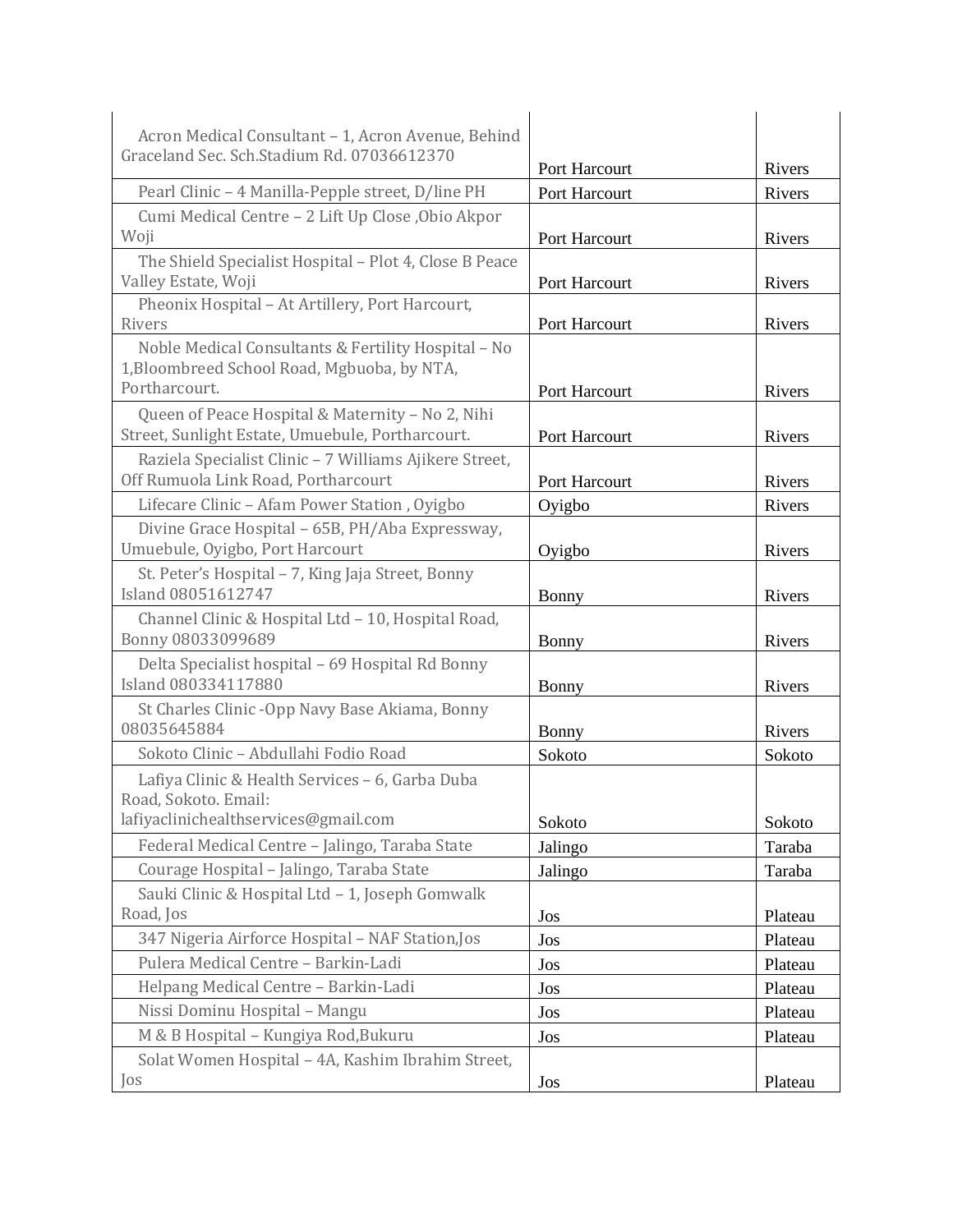| | | |
|---|---|---|
| Acron Medical Consultant – 1, Acron Avenue, Behind Graceland Sec. Sch.Stadium Rd. 07036612370 | Port Harcourt | Rivers |
| Pearl Clinic – 4 Manilla-Pepple street, D/line PH | Port Harcourt | Rivers |
| Cumi Medical Centre – 2 Lift Up Close ,Obio Akpor Woji | Port Harcourt | Rivers |
| The Shield Specialist Hospital – Plot 4, Close B Peace Valley Estate, Woji | Port Harcourt | Rivers |
| Pheonix Hospital – At Artillery, Port Harcourt, Rivers | Port Harcourt | Rivers |
| Noble Medical Consultants & Fertility Hospital – No 1,Bloombreed School Road, Mgbuoba, by NTA, Portharcourt. | Port Harcourt | Rivers |
| Queen of Peace Hospital & Maternity – No 2, Nihi Street, Sunlight Estate, Umuebule, Portharcourt. | Port Harcourt | Rivers |
| Raziela Specialist Clinic – 7 Williams Ajikere Street, Off Rumuola Link Road, Portharcourt | Port Harcourt | Rivers |
| Lifecare Clinic – Afam Power Station , Oyigbo | Oyigbo | Rivers |
| Divine Grace Hospital – 65B, PH/Aba Expressway, Umuebule, Oyigbo, Port Harcourt | Oyigbo | Rivers |
| St. Peter's Hospital – 7, King Jaja Street, Bonny Island 08051612747 | Bonny | Rivers |
| Channel Clinic & Hospital Ltd – 10, Hospital Road, Bonny 08033099689 | Bonny | Rivers |
| Delta Specialist hospital – 69 Hospital Rd Bonny Island 080334117880 | Bonny | Rivers |
| St Charles Clinic -Opp Navy Base Akiama, Bonny 08035645884 | Bonny | Rivers |
| Sokoto Clinic – Abdullahi Fodio Road | Sokoto | Sokoto |
| Lafiya Clinic & Health Services – 6, Garba Duba Road, Sokoto. Email: lafiyaclinichealthservices@gmail.com | Sokoto | Sokoto |
| Federal Medical Centre – Jalingo, Taraba State | Jalingo | Taraba |
| Courage Hospital – Jalingo, Taraba State | Jalingo | Taraba |
| Sauki Clinic & Hospital Ltd – 1, Joseph Gomwalk Road, Jos | Jos | Plateau |
| 347 Nigeria Airforce Hospital – NAF Station,Jos | Jos | Plateau |
| Pulera Medical Centre – Barkin-Ladi | Jos | Plateau |
| Helpang Medical Centre – Barkin-Ladi | Jos | Plateau |
| Nissi Dominu Hospital – Mangu | Jos | Plateau |
| M & B Hospital – Kungiya Rod,Bukuru | Jos | Plateau |
| Solat Women Hospital – 4A, Kashim Ibrahim Street, Jos | Jos | Plateau |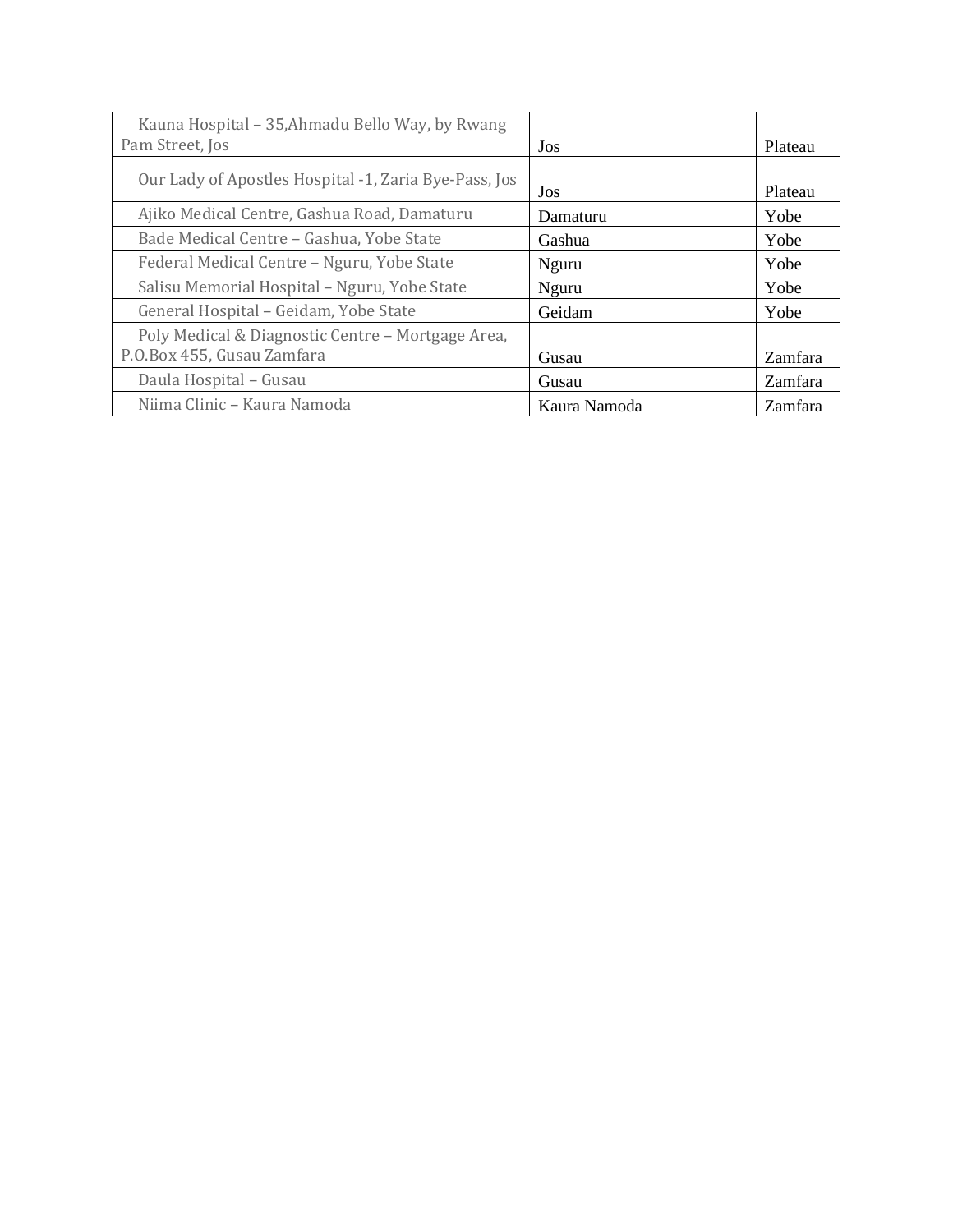| | | |
|---|---|---|
| Kauna Hospital – 35,Ahmadu Bello Way, by Rwang Pam Street, Jos | Jos | Plateau |
| Our Lady of Apostles Hospital -1, Zaria Bye-Pass, Jos | Jos | Plateau |
| Ajiko Medical Centre, Gashua Road, Damaturu | Damaturu | Yobe |
| Bade Medical Centre – Gashua, Yobe State | Gashua | Yobe |
| Federal Medical Centre – Nguru, Yobe State | Nguru | Yobe |
| Salisu Memorial Hospital – Nguru, Yobe State | Nguru | Yobe |
| General Hospital – Geidam, Yobe State | Geidam | Yobe |
| Poly Medical & Diagnostic Centre – Mortgage Area, P.O.Box 455, Gusau Zamfara | Gusau | Zamfara |
| Daula Hospital – Gusau | Gusau | Zamfara |
| Niima Clinic – Kaura Namoda | Kaura Namoda | Zamfara |